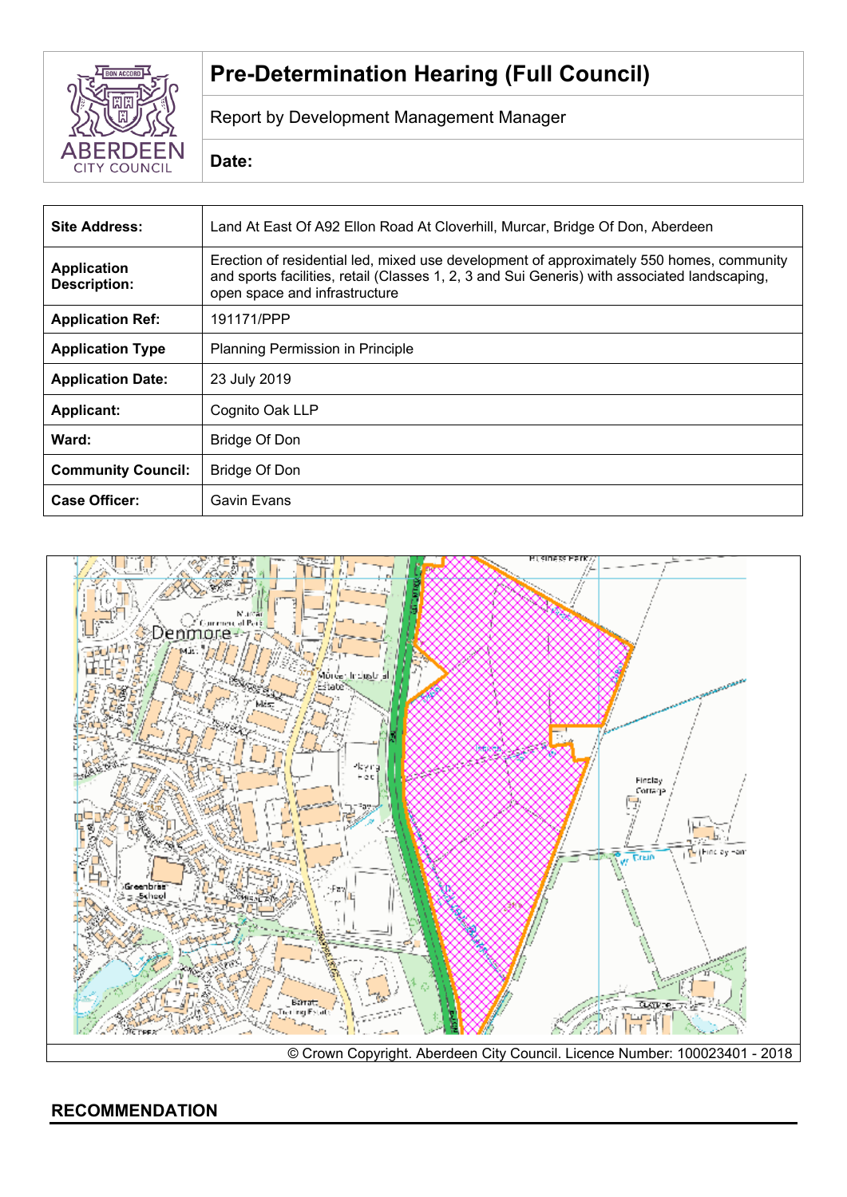# Pre-Determination Hearing (Full Council)

Report by Development Management Manager

**Date:**

| **Site Address:** | Land At East Of A92 Ellon Road At Cloverhill, Murcar, Bridge Of Don, Aberdeen |
|---|---|
| **Application Description:** | Erection of residential led, mixed use development of approximately 550 homes, community and sports facilities, retail (Classes 1, 2, 3 and Sui Generis) with associated landscaping, open space and infrastructure |
| **Application Ref:** | 191171/PPP |
| **Application Type** | Planning Permission in Principle |
| **Application Date:** | 23 July 2019 |
| **Applicant:** | Cognito Oak LLP |
| **Ward:** | Bridge Of Don |
| **Community Council:** | Bridge Of Don |
| **Case Officer:** | Gavin Evans |

© Crown Copyright. Aberdeen City Council. Licence Number: 100023401 - 2018

## RECOMMENDATION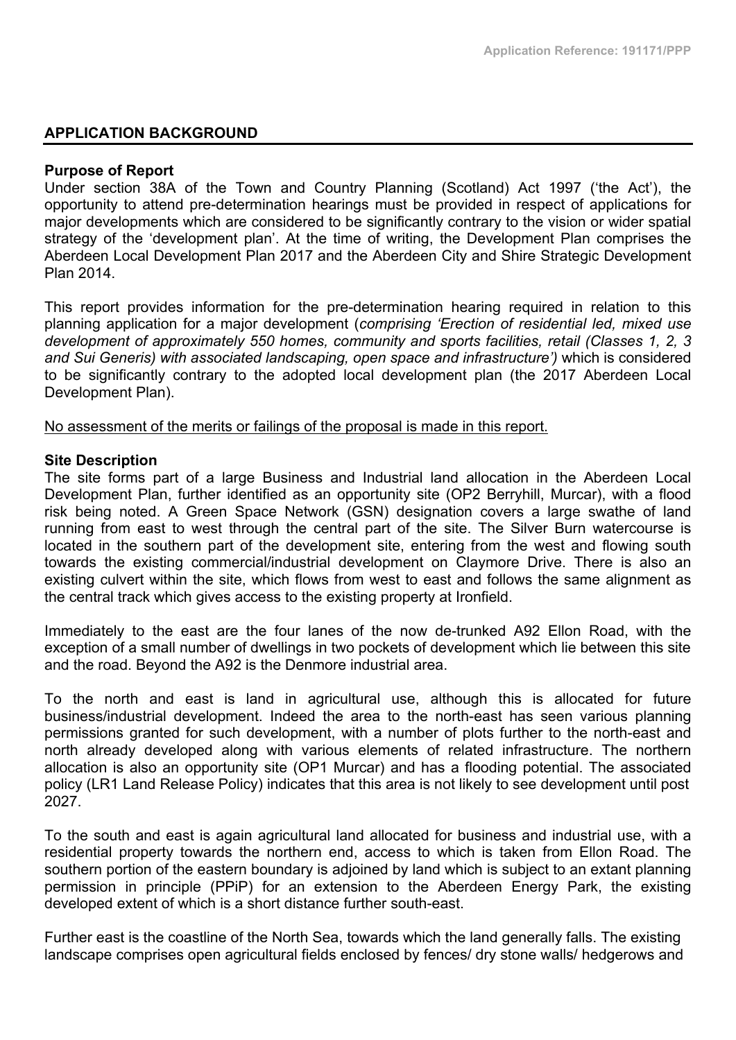## APPLICATION BACKGROUND

**Purpose of Report**

Under section 38A of the Town and Country Planning (Scotland) Act 1997 ('the Act'), the opportunity to attend pre-determination hearings must be provided in respect of applications for major developments which are considered to be significantly contrary to the vision or wider spatial strategy of the 'development plan'. At the time of writing, the Development Plan comprises the Aberdeen Local Development Plan 2017 and the Aberdeen City and Shire Strategic Development Plan 2014.

This report provides information for the pre-determination hearing required in relation to this planning application for a major development (*comprising 'Erection of residential led, mixed use development of approximately 550 homes, community and sports facilities, retail (Classes 1, 2, 3 and Sui Generis) with associated landscaping, open space and infrastructure')* which is considered to be significantly contrary to the adopted local development plan (the 2017 Aberdeen Local Development Plan).

<u>No assessment of the merits or failings of the proposal is made in this report.</u>

**Site Description**

The site forms part of a large Business and Industrial land allocation in the Aberdeen Local Development Plan, further identified as an opportunity site (OP2 Berryhill, Murcar), with a flood risk being noted. A Green Space Network (GSN) designation covers a large swathe of land running from east to west through the central part of the site. The Silver Burn watercourse is located in the southern part of the development site, entering from the west and flowing south towards the existing commercial/industrial development on Claymore Drive. There is also an existing culvert within the site, which flows from west to east and follows the same alignment as the central track which gives access to the existing property at Ironfield.

Immediately to the east are the four lanes of the now de-trunked A92 Ellon Road, with the exception of a small number of dwellings in two pockets of development which lie between this site and the road. Beyond the A92 is the Denmore industrial area.

To the north and east is land in agricultural use, although this is allocated for future business/industrial development. Indeed the area to the north-east has seen various planning permissions granted for such development, with a number of plots further to the north-east and north already developed along with various elements of related infrastructure. The northern allocation is also an opportunity site (OP1 Murcar) and has a flooding potential. The associated policy (LR1 Land Release Policy) indicates that this area is not likely to see development until post 2027.

To the south and east is again agricultural land allocated for business and industrial use, with a residential property towards the northern end, access to which is taken from Ellon Road. The southern portion of the eastern boundary is adjoined by land which is subject to an extant planning permission in principle (PPiP) for an extension to the Aberdeen Energy Park, the existing developed extent of which is a short distance further south-east.

Further east is the coastline of the North Sea, towards which the land generally falls. The existing landscape comprises open agricultural fields enclosed by fences/ dry stone walls/ hedgerows and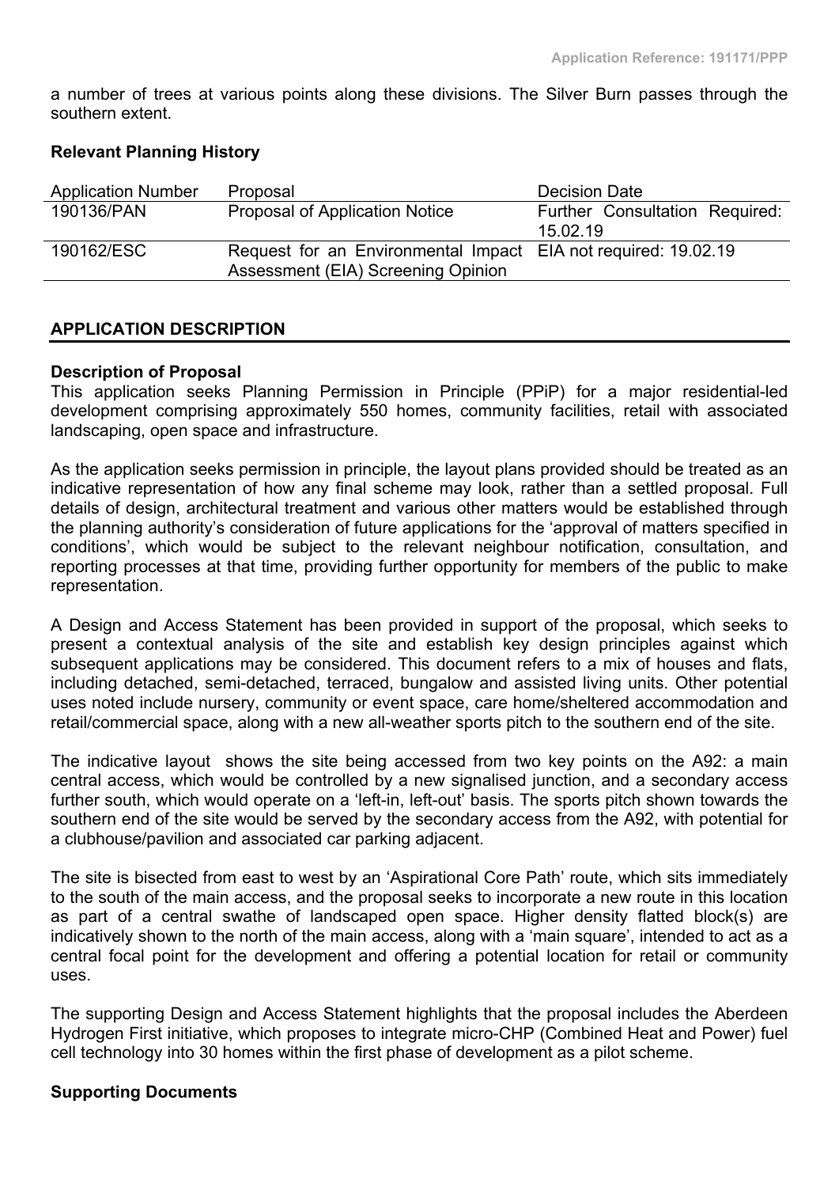a number of trees at various points along these divisions. The Silver Burn passes through the southern extent.

**Relevant Planning History**

| Application Number | Proposal | Decision Date |
|---|---|---|
| 190136/PAN | Proposal of Application Notice | Further Consultation Required: 15.02.19 |
| 190162/ESC | Request for an Environmental Impact Assessment (EIA) Screening Opinion | EIA not required: 19.02.19 |

## APPLICATION DESCRIPTION

**Description of Proposal**

This application seeks Planning Permission in Principle (PPiP) for a major residential-led development comprising approximately 550 homes, community facilities, retail with associated landscaping, open space and infrastructure.

As the application seeks permission in principle, the layout plans provided should be treated as an indicative representation of how any final scheme may look, rather than a settled proposal. Full details of design, architectural treatment and various other matters would be established through the planning authority's consideration of future applications for the 'approval of matters specified in conditions', which would be subject to the relevant neighbour notification, consultation, and reporting processes at that time, providing further opportunity for members of the public to make representation.

A Design and Access Statement has been provided in support of the proposal, which seeks to present a contextual analysis of the site and establish key design principles against which subsequent applications may be considered. This document refers to a mix of houses and flats, including detached, semi-detached, terraced, bungalow and assisted living units. Other potential uses noted include nursery, community or event space, care home/sheltered accommodation and retail/commercial space, along with a new all-weather sports pitch to the southern end of the site.

The indicative layout shows the site being accessed from two key points on the A92: a main central access, which would be controlled by a new signalised junction, and a secondary access further south, which would operate on a 'left-in, left-out' basis. The sports pitch shown towards the southern end of the site would be served by the secondary access from the A92, with potential for a clubhouse/pavilion and associated car parking adjacent.

The site is bisected from east to west by an 'Aspirational Core Path' route, which sits immediately to the south of the main access, and the proposal seeks to incorporate a new route in this location as part of a central swathe of landscaped open space. Higher density flatted block(s) are indicatively shown to the north of the main access, along with a 'main square', intended to act as a central focal point for the development and offering a potential location for retail or community uses.

The supporting Design and Access Statement highlights that the proposal includes the Aberdeen Hydrogen First initiative, which proposes to integrate micro-CHP (Combined Heat and Power) fuel cell technology into 30 homes within the first phase of development as a pilot scheme.

**Supporting Documents**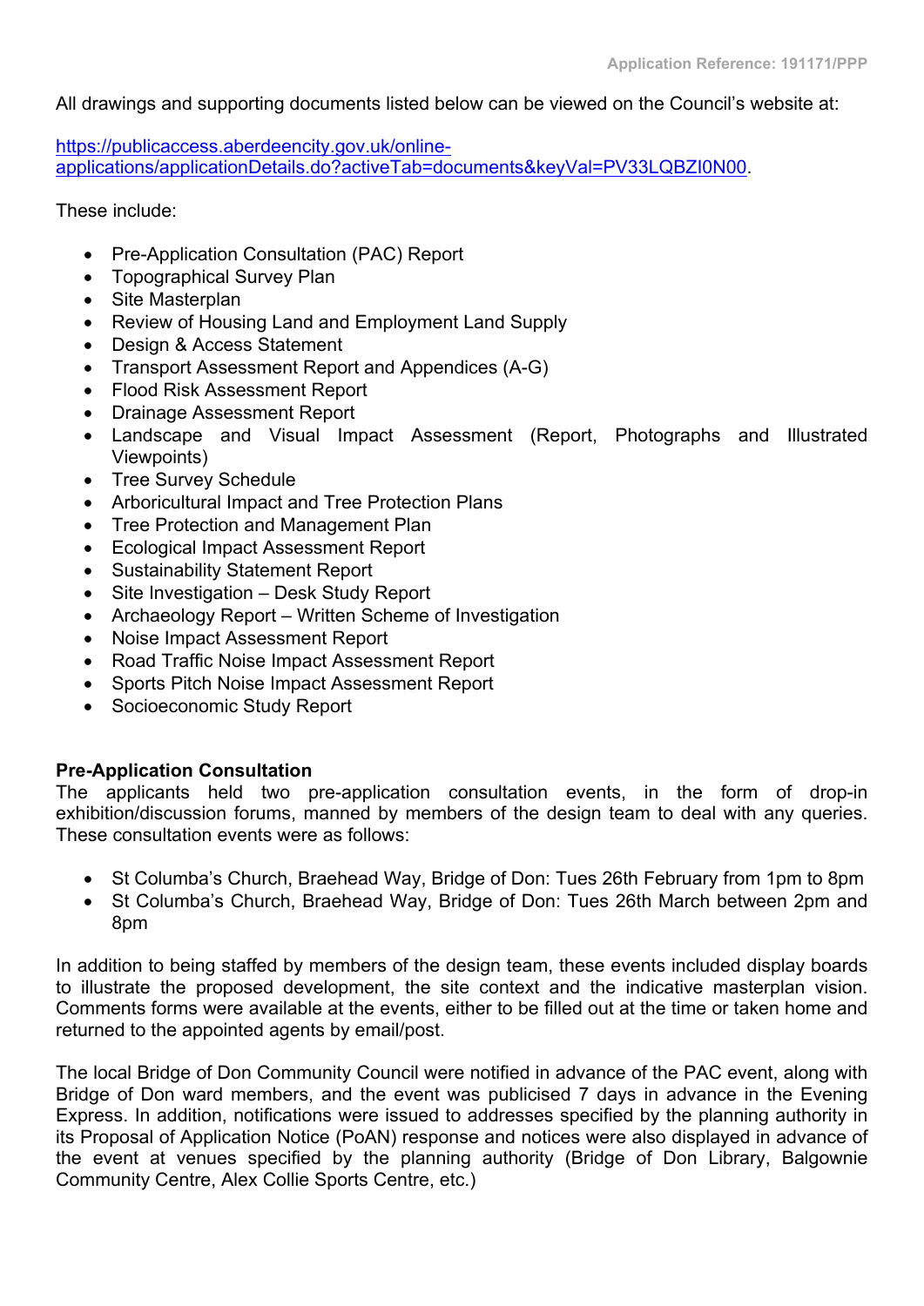All drawings and supporting documents listed below can be viewed on the Council's website at:

[https://publicaccess.aberdeencity.gov.uk/online-applications/applicationDetails.do?activeTab=documents&keyVal=PV33LQBZI0N00](https://publicaccess.aberdeencity.gov.uk/online-applications/applicationDetails.do?activeTab=documents&keyVal=PV33LQBZI0N00).

These include:

- Pre-Application Consultation (PAC) Report
- Topographical Survey Plan
- Site Masterplan
- Review of Housing Land and Employment Land Supply
- Design & Access Statement
- Transport Assessment Report and Appendices (A-G)
- Flood Risk Assessment Report
- Drainage Assessment Report
- Landscape and Visual Impact Assessment (Report, Photographs and Illustrated Viewpoints)
- Tree Survey Schedule
- Arboricultural Impact and Tree Protection Plans
- Tree Protection and Management Plan
- Ecological Impact Assessment Report
- Sustainability Statement Report
- Site Investigation – Desk Study Report
- Archaeology Report – Written Scheme of Investigation
- Noise Impact Assessment Report
- Road Traffic Noise Impact Assessment Report
- Sports Pitch Noise Impact Assessment Report
- Socioeconomic Study Report

**Pre-Application Consultation**

The applicants held two pre-application consultation events, in the form of drop-in exhibition/discussion forums, manned by members of the design team to deal with any queries. These consultation events were as follows:

- St Columba's Church, Braehead Way, Bridge of Don: Tues 26th February from 1pm to 8pm
- St Columba's Church, Braehead Way, Bridge of Don: Tues 26th March between 2pm and 8pm

In addition to being staffed by members of the design team, these events included display boards to illustrate the proposed development, the site context and the indicative masterplan vision. Comments forms were available at the events, either to be filled out at the time or taken home and returned to the appointed agents by email/post.

The local Bridge of Don Community Council were notified in advance of the PAC event, along with Bridge of Don ward members, and the event was publicised 7 days in advance in the Evening Express. In addition, notifications were issued to addresses specified by the planning authority in its Proposal of Application Notice (PoAN) response and notices were also displayed in advance of the event at venues specified by the planning authority (Bridge of Don Library, Balgownie Community Centre, Alex Collie Sports Centre, etc.)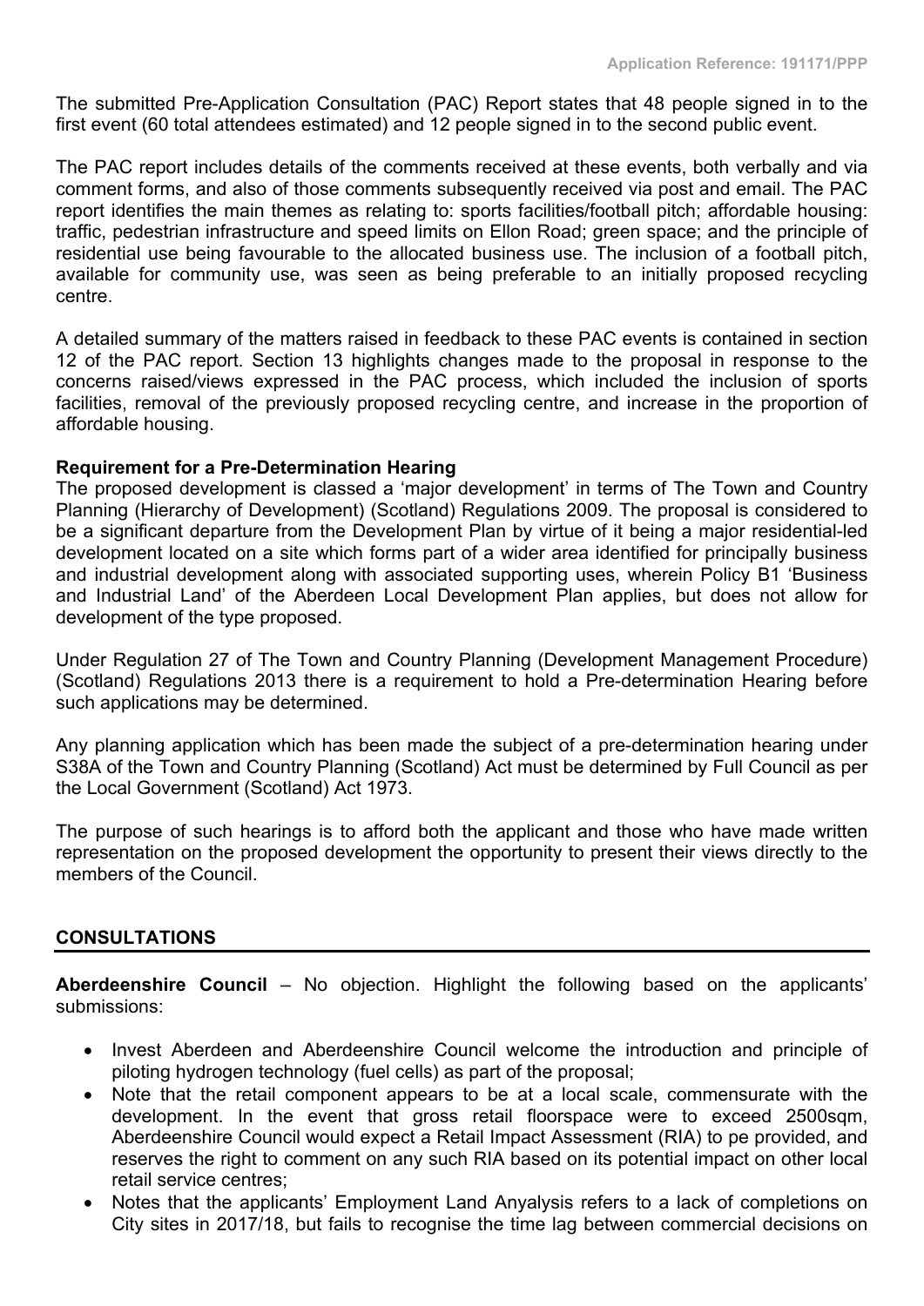The submitted Pre-Application Consultation (PAC) Report states that 48 people signed in to the first event (60 total attendees estimated) and 12 people signed in to the second public event.

The PAC report includes details of the comments received at these events, both verbally and via comment forms, and also of those comments subsequently received via post and email. The PAC report identifies the main themes as relating to: sports facilities/football pitch; affordable housing: traffic, pedestrian infrastructure and speed limits on Ellon Road; green space; and the principle of residential use being favourable to the allocated business use. The inclusion of a football pitch, available for community use, was seen as being preferable to an initially proposed recycling centre.

A detailed summary of the matters raised in feedback to these PAC events is contained in section 12 of the PAC report. Section 13 highlights changes made to the proposal in response to the concerns raised/views expressed in the PAC process, which included the inclusion of sports facilities, removal of the previously proposed recycling centre, and increase in the proportion of affordable housing.

**Requirement for a Pre-Determination Hearing**

The proposed development is classed a 'major development' in terms of The Town and Country Planning (Hierarchy of Development) (Scotland) Regulations 2009. The proposal is considered to be a significant departure from the Development Plan by virtue of it being a major residential-led development located on a site which forms part of a wider area identified for principally business and industrial development along with associated supporting uses, wherein Policy B1 'Business and Industrial Land' of the Aberdeen Local Development Plan applies, but does not allow for development of the type proposed.

Under Regulation 27 of The Town and Country Planning (Development Management Procedure) (Scotland) Regulations 2013 there is a requirement to hold a Pre-determination Hearing before such applications may be determined.

Any planning application which has been made the subject of a pre-determination hearing under S38A of the Town and Country Planning (Scotland) Act must be determined by Full Council as per the Local Government (Scotland) Act 1973.

The purpose of such hearings is to afford both the applicant and those who have made written representation on the proposed development the opportunity to present their views directly to the members of the Council.

## CONSULTATIONS

**Aberdeenshire Council** – No objection. Highlight the following based on the applicants' submissions:

- Invest Aberdeen and Aberdeenshire Council welcome the introduction and principle of piloting hydrogen technology (fuel cells) as part of the proposal;
- Note that the retail component appears to be at a local scale, commensurate with the development. In the event that gross retail floorspace were to exceed 2500sqm, Aberdeenshire Council would expect a Retail Impact Assessment (RIA) to pe provided, and reserves the right to comment on any such RIA based on its potential impact on other local retail service centres;
- Notes that the applicants' Employment Land Anyalysis refers to a lack of completions on City sites in 2017/18, but fails to recognise the time lag between commercial decisions on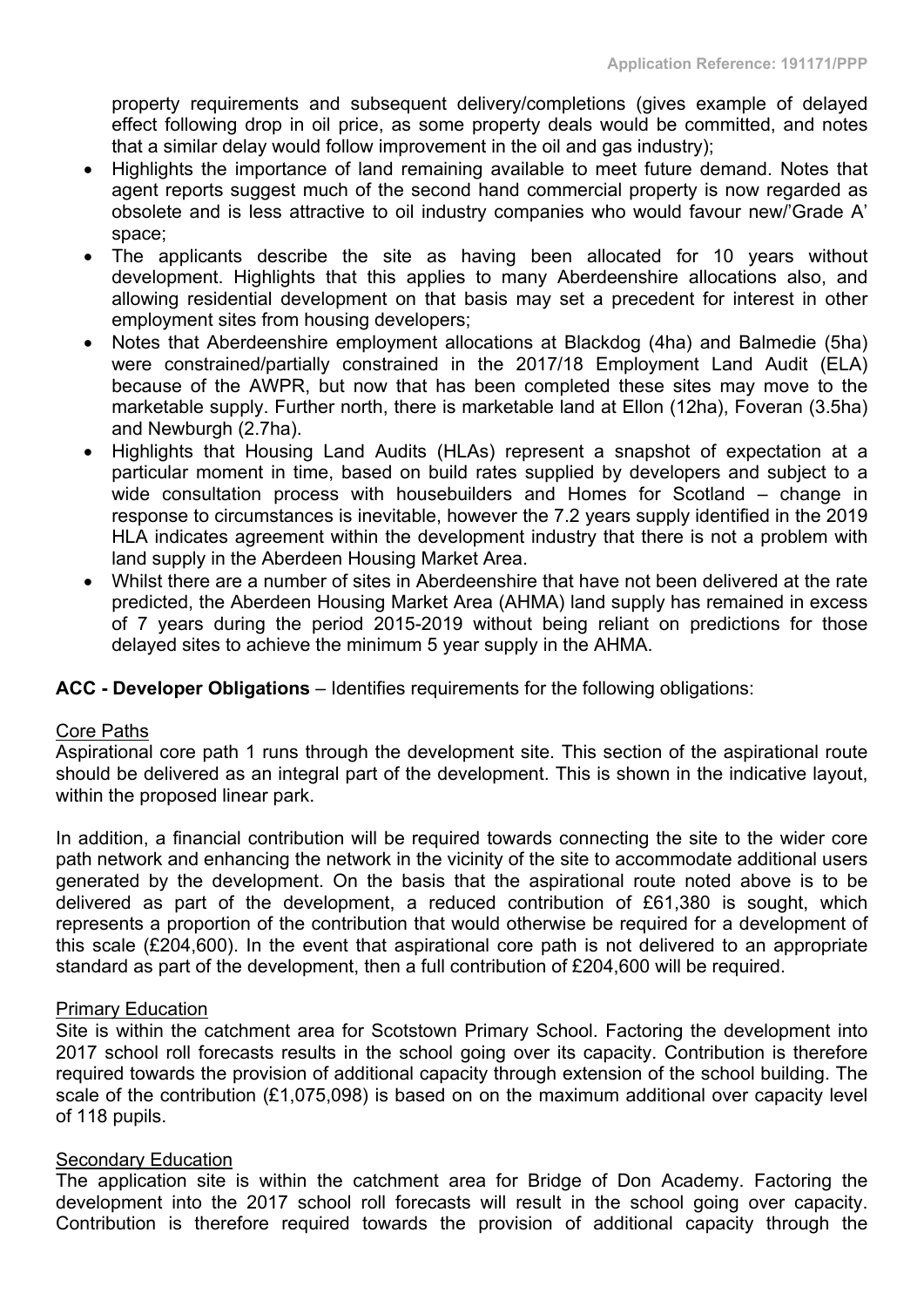property requirements and subsequent delivery/completions (gives example of delayed effect following drop in oil price, as some property deals would be committed, and notes that a similar delay would follow improvement in the oil and gas industry);

- Highlights the importance of land remaining available to meet future demand. Notes that agent reports suggest much of the second hand commercial property is now regarded as obsolete and is less attractive to oil industry companies who would favour new/'Grade A' space;
- The applicants describe the site as having been allocated for 10 years without development. Highlights that this applies to many Aberdeenshire allocations also, and allowing residential development on that basis may set a precedent for interest in other employment sites from housing developers;
- Notes that Aberdeenshire employment allocations at Blackdog (4ha) and Balmedie (5ha) were constrained/partially constrained in the 2017/18 Employment Land Audit (ELA) because of the AWPR, but now that has been completed these sites may move to the marketable supply. Further north, there is marketable land at Ellon (12ha), Foveran (3.5ha) and Newburgh (2.7ha).
- Highlights that Housing Land Audits (HLAs) represent a snapshot of expectation at a particular moment in time, based on build rates supplied by developers and subject to a wide consultation process with housebuilders and Homes for Scotland – change in response to circumstances is inevitable, however the 7.2 years supply identified in the 2019 HLA indicates agreement within the development industry that there is not a problem with land supply in the Aberdeen Housing Market Area.
- Whilst there are a number of sites in Aberdeenshire that have not been delivered at the rate predicted, the Aberdeen Housing Market Area (AHMA) land supply has remained in excess of 7 years during the period 2015-2019 without being reliant on predictions for those delayed sites to achieve the minimum 5 year supply in the AHMA.

**ACC - Developer Obligations** – Identifies requirements for the following obligations:

Core Paths

Aspirational core path 1 runs through the development site. This section of the aspirational route should be delivered as an integral part of the development. This is shown in the indicative layout, within the proposed linear park.

In addition, a financial contribution will be required towards connecting the site to the wider core path network and enhancing the network in the vicinity of the site to accommodate additional users generated by the development. On the basis that the aspirational route noted above is to be delivered as part of the development, a reduced contribution of £61,380 is sought, which represents a proportion of the contribution that would otherwise be required for a development of this scale (£204,600). In the event that aspirational core path is not delivered to an appropriate standard as part of the development, then a full contribution of £204,600 will be required.

Primary Education

Site is within the catchment area for Scotstown Primary School. Factoring the development into 2017 school roll forecasts results in the school going over its capacity. Contribution is therefore required towards the provision of additional capacity through extension of the school building. The scale of the contribution (£1,075,098) is based on on the maximum additional over capacity level of 118 pupils.

Secondary Education

The application site is within the catchment area for Bridge of Don Academy. Factoring the development into the 2017 school roll forecasts will result in the school going over capacity. Contribution is therefore required towards the provision of additional capacity through the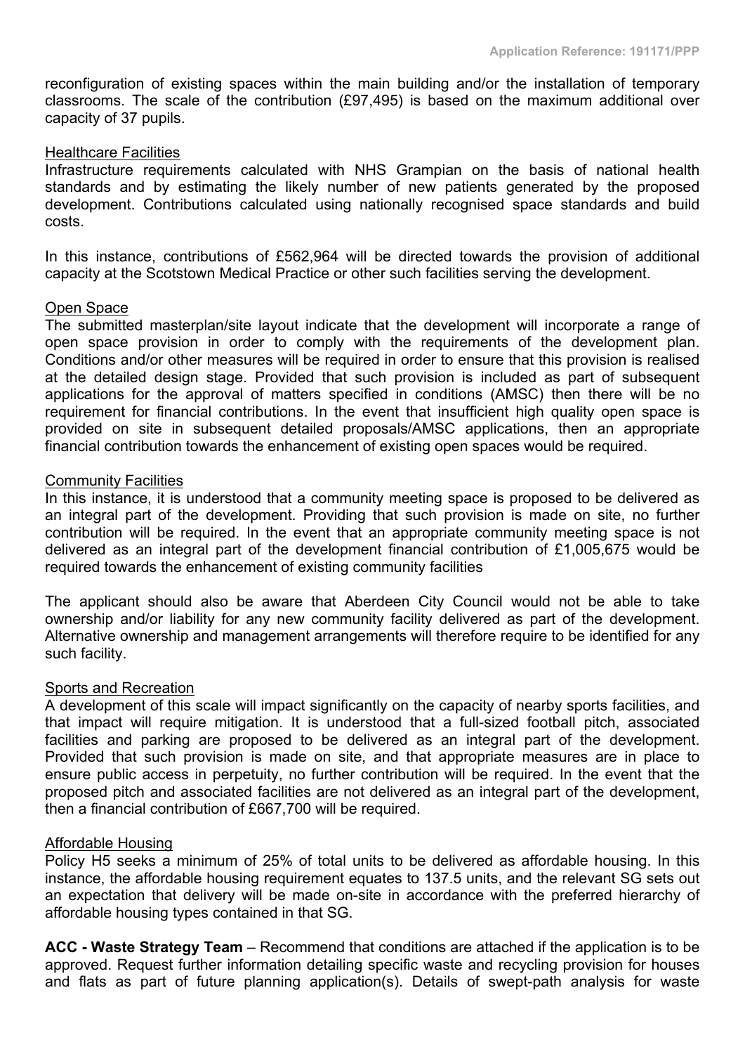reconfiguration of existing spaces within the main building and/or the installation of temporary classrooms. The scale of the contribution (£97,495) is based on the maximum additional over capacity of 37 pupils.

Healthcare Facilities

Infrastructure requirements calculated with NHS Grampian on the basis of national health standards and by estimating the likely number of new patients generated by the proposed development. Contributions calculated using nationally recognised space standards and build costs.

In this instance, contributions of £562,964 will be directed towards the provision of additional capacity at the Scotstown Medical Practice or other such facilities serving the development.

Open Space

The submitted masterplan/site layout indicate that the development will incorporate a range of open space provision in order to comply with the requirements of the development plan. Conditions and/or other measures will be required in order to ensure that this provision is realised at the detailed design stage. Provided that such provision is included as part of subsequent applications for the approval of matters specified in conditions (AMSC) then there will be no requirement for financial contributions. In the event that insufficient high quality open space is provided on site in subsequent detailed proposals/AMSC applications, then an appropriate financial contribution towards the enhancement of existing open spaces would be required.

Community Facilities

In this instance, it is understood that a community meeting space is proposed to be delivered as an integral part of the development. Providing that such provision is made on site, no further contribution will be required. In the event that an appropriate community meeting space is not delivered as an integral part of the development financial contribution of £1,005,675 would be required towards the enhancement of existing community facilities

The applicant should also be aware that Aberdeen City Council would not be able to take ownership and/or liability for any new community facility delivered as part of the development. Alternative ownership and management arrangements will therefore require to be identified for any such facility.

Sports and Recreation

A development of this scale will impact significantly on the capacity of nearby sports facilities, and that impact will require mitigation. It is understood that a full-sized football pitch, associated facilities and parking are proposed to be delivered as an integral part of the development. Provided that such provision is made on site, and that appropriate measures are in place to ensure public access in perpetuity, no further contribution will be required. In the event that the proposed pitch and associated facilities are not delivered as an integral part of the development, then a financial contribution of £667,700 will be required.

Affordable Housing

Policy H5 seeks a minimum of 25% of total units to be delivered as affordable housing. In this instance, the affordable housing requirement equates to 137.5 units, and the relevant SG sets out an expectation that delivery will be made on-site in accordance with the preferred hierarchy of affordable housing types contained in that SG.

**ACC - Waste Strategy Team** – Recommend that conditions are attached if the application is to be approved. Request further information detailing specific waste and recycling provision for houses and flats as part of future planning application(s). Details of swept-path analysis for waste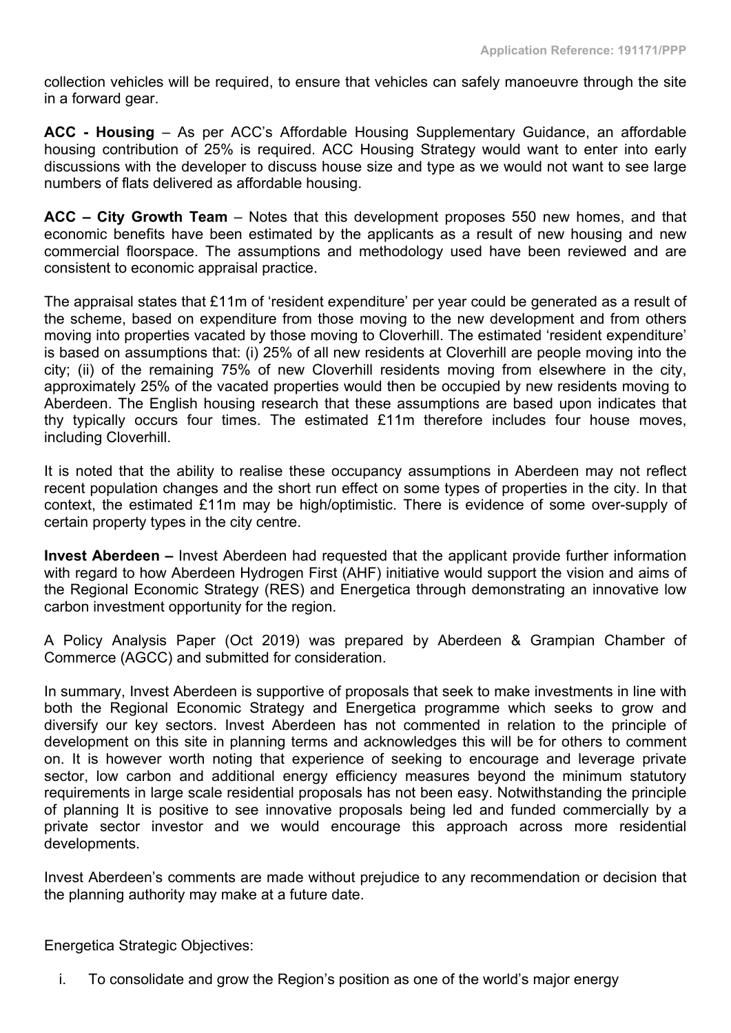collection vehicles will be required, to ensure that vehicles can safely manoeuvre through the site in a forward gear.

**ACC - Housing** – As per ACC's Affordable Housing Supplementary Guidance, an affordable housing contribution of 25% is required. ACC Housing Strategy would want to enter into early discussions with the developer to discuss house size and type as we would not want to see large numbers of flats delivered as affordable housing.

**ACC – City Growth Team** – Notes that this development proposes 550 new homes, and that economic benefits have been estimated by the applicants as a result of new housing and new commercial floorspace. The assumptions and methodology used have been reviewed and are consistent to economic appraisal practice.

The appraisal states that £11m of 'resident expenditure' per year could be generated as a result of the scheme, based on expenditure from those moving to the new development and from others moving into properties vacated by those moving to Cloverhill. The estimated 'resident expenditure' is based on assumptions that: (i) 25% of all new residents at Cloverhill are people moving into the city; (ii) of the remaining 75% of new Cloverhill residents moving from elsewhere in the city, approximately 25% of the vacated properties would then be occupied by new residents moving to Aberdeen. The English housing research that these assumptions are based upon indicates that thy typically occurs four times. The estimated £11m therefore includes four house moves, including Cloverhill.

It is noted that the ability to realise these occupancy assumptions in Aberdeen may not reflect recent population changes and the short run effect on some types of properties in the city. In that context, the estimated £11m may be high/optimistic. There is evidence of some over-supply of certain property types in the city centre.

**Invest Aberdeen –** Invest Aberdeen had requested that the applicant provide further information with regard to how Aberdeen Hydrogen First (AHF) initiative would support the vision and aims of the Regional Economic Strategy (RES) and Energetica through demonstrating an innovative low carbon investment opportunity for the region.

A Policy Analysis Paper (Oct 2019) was prepared by Aberdeen & Grampian Chamber of Commerce (AGCC) and submitted for consideration.

In summary, Invest Aberdeen is supportive of proposals that seek to make investments in line with both the Regional Economic Strategy and Energetica programme which seeks to grow and diversify our key sectors. Invest Aberdeen has not commented in relation to the principle of development on this site in planning terms and acknowledges this will be for others to comment on. It is however worth noting that experience of seeking to encourage and leverage private sector, low carbon and additional energy efficiency measures beyond the minimum statutory requirements in large scale residential proposals has not been easy. Notwithstanding the principle of planning It is positive to see innovative proposals being led and funded commercially by a private sector investor and we would encourage this approach across more residential developments.

Invest Aberdeen's comments are made without prejudice to any recommendation or decision that the planning authority may make at a future date.

Energetica Strategic Objectives:

i. To consolidate and grow the Region's position as one of the world's major energy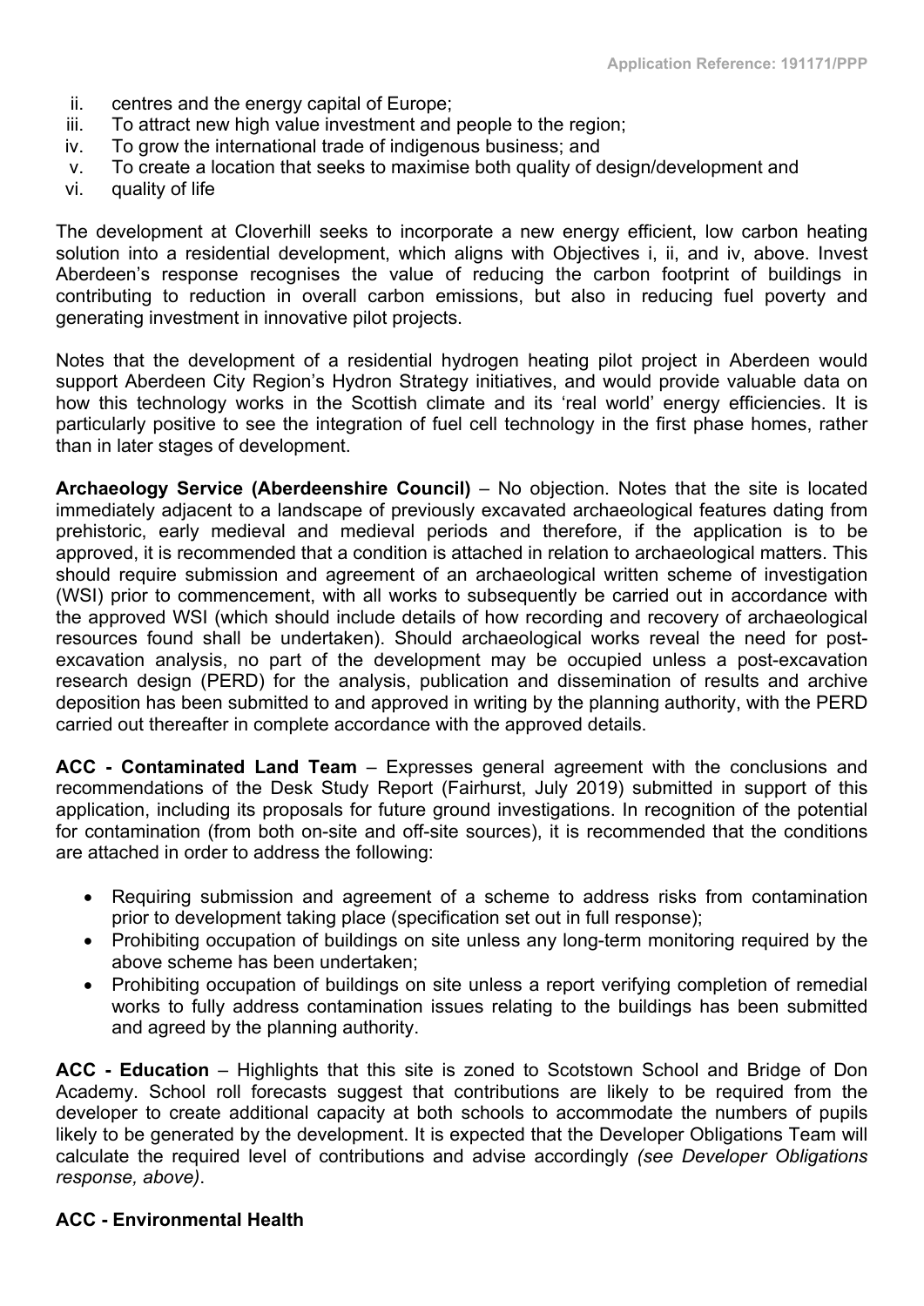ii. centres and the energy capital of Europe;
iii. To attract new high value investment and people to the region;
iv. To grow the international trade of indigenous business; and
v. To create a location that seeks to maximise both quality of design/development and
vi. quality of life

The development at Cloverhill seeks to incorporate a new energy efficient, low carbon heating solution into a residential development, which aligns with Objectives i, ii, and iv, above. Invest Aberdeen's response recognises the value of reducing the carbon footprint of buildings in contributing to reduction in overall carbon emissions, but also in reducing fuel poverty and generating investment in innovative pilot projects.

Notes that the development of a residential hydrogen heating pilot project in Aberdeen would support Aberdeen City Region's Hydron Strategy initiatives, and would provide valuable data on how this technology works in the Scottish climate and its 'real world' energy efficiencies. It is particularly positive to see the integration of fuel cell technology in the first phase homes, rather than in later stages of development.

**Archaeology Service (Aberdeenshire Council)** – No objection. Notes that the site is located immediately adjacent to a landscape of previously excavated archaeological features dating from prehistoric, early medieval and medieval periods and therefore, if the application is to be approved, it is recommended that a condition is attached in relation to archaeological matters. This should require submission and agreement of an archaeological written scheme of investigation (WSI) prior to commencement, with all works to subsequently be carried out in accordance with the approved WSI (which should include details of how recording and recovery of archaeological resources found shall be undertaken). Should archaeological works reveal the need for post-excavation analysis, no part of the development may be occupied unless a post-excavation research design (PERD) for the analysis, publication and dissemination of results and archive deposition has been submitted to and approved in writing by the planning authority, with the PERD carried out thereafter in complete accordance with the approved details.

**ACC - Contaminated Land Team** – Expresses general agreement with the conclusions and recommendations of the Desk Study Report (Fairhurst, July 2019) submitted in support of this application, including its proposals for future ground investigations. In recognition of the potential for contamination (from both on-site and off-site sources), it is recommended that the conditions are attached in order to address the following:

- Requiring submission and agreement of a scheme to address risks from contamination prior to development taking place (specification set out in full response);
- Prohibiting occupation of buildings on site unless any long-term monitoring required by the above scheme has been undertaken;
- Prohibiting occupation of buildings on site unless a report verifying completion of remedial works to fully address contamination issues relating to the buildings has been submitted and agreed by the planning authority.

**ACC - Education** – Highlights that this site is zoned to Scotstown School and Bridge of Don Academy. School roll forecasts suggest that contributions are likely to be required from the developer to create additional capacity at both schools to accommodate the numbers of pupils likely to be generated by the development. It is expected that the Developer Obligations Team will calculate the required level of contributions and advise accordingly *(see Developer Obligations response, above)*.

**ACC - Environmental Health**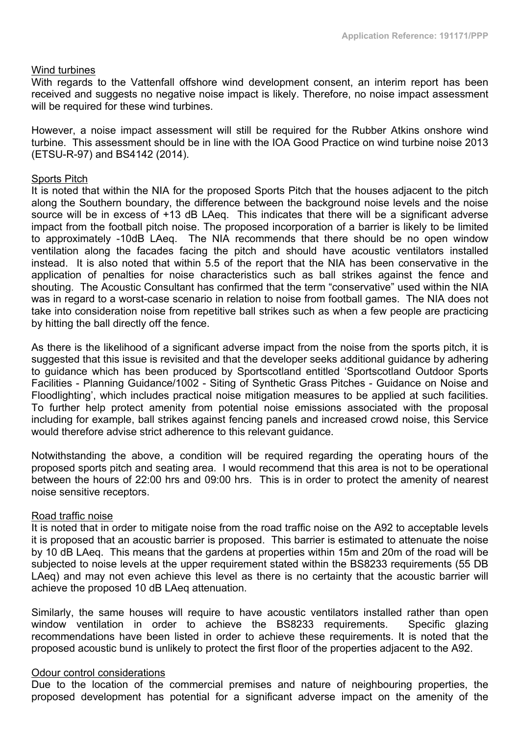Wind turbines

With regards to the Vattenfall offshore wind development consent, an interim report has been received and suggests no negative noise impact is likely. Therefore, no noise impact assessment will be required for these wind turbines.

However, a noise impact assessment will still be required for the Rubber Atkins onshore wind turbine. This assessment should be in line with the IOA Good Practice on wind turbine noise 2013 (ETSU-R-97) and BS4142 (2014).

Sports Pitch

It is noted that within the NIA for the proposed Sports Pitch that the houses adjacent to the pitch along the Southern boundary, the difference between the background noise levels and the noise source will be in excess of +13 dB LAeq. This indicates that there will be a significant adverse impact from the football pitch noise. The proposed incorporation of a barrier is likely to be limited to approximately -10dB LAeq. The NIA recommends that there should be no open window ventilation along the facades facing the pitch and should have acoustic ventilators installed instead. It is also noted that within 5.5 of the report that the NIA has been conservative in the application of penalties for noise characteristics such as ball strikes against the fence and shouting. The Acoustic Consultant has confirmed that the term "conservative" used within the NIA was in regard to a worst-case scenario in relation to noise from football games. The NIA does not take into consideration noise from repetitive ball strikes such as when a few people are practicing by hitting the ball directly off the fence.

As there is the likelihood of a significant adverse impact from the noise from the sports pitch, it is suggested that this issue is revisited and that the developer seeks additional guidance by adhering to guidance which has been produced by Sportscotland entitled 'Sportscotland Outdoor Sports Facilities - Planning Guidance/1002 - Siting of Synthetic Grass Pitches - Guidance on Noise and Floodlighting', which includes practical noise mitigation measures to be applied at such facilities. To further help protect amenity from potential noise emissions associated with the proposal including for example, ball strikes against fencing panels and increased crowd noise, this Service would therefore advise strict adherence to this relevant guidance.

Notwithstanding the above, a condition will be required regarding the operating hours of the proposed sports pitch and seating area. I would recommend that this area is not to be operational between the hours of 22:00 hrs and 09:00 hrs. This is in order to protect the amenity of nearest noise sensitive receptors.

Road traffic noise

It is noted that in order to mitigate noise from the road traffic noise on the A92 to acceptable levels it is proposed that an acoustic barrier is proposed. This barrier is estimated to attenuate the noise by 10 dB LAeq. This means that the gardens at properties within 15m and 20m of the road will be subjected to noise levels at the upper requirement stated within the BS8233 requirements (55 DB LAeq) and may not even achieve this level as there is no certainty that the acoustic barrier will achieve the proposed 10 dB LAeq attenuation.

Similarly, the same houses will require to have acoustic ventilators installed rather than open window ventilation in order to achieve the BS8233 requirements. Specific glazing recommendations have been listed in order to achieve these requirements. It is noted that the proposed acoustic bund is unlikely to protect the first floor of the properties adjacent to the A92.

Odour control considerations

Due to the location of the commercial premises and nature of neighbouring properties, the proposed development has potential for a significant adverse impact on the amenity of the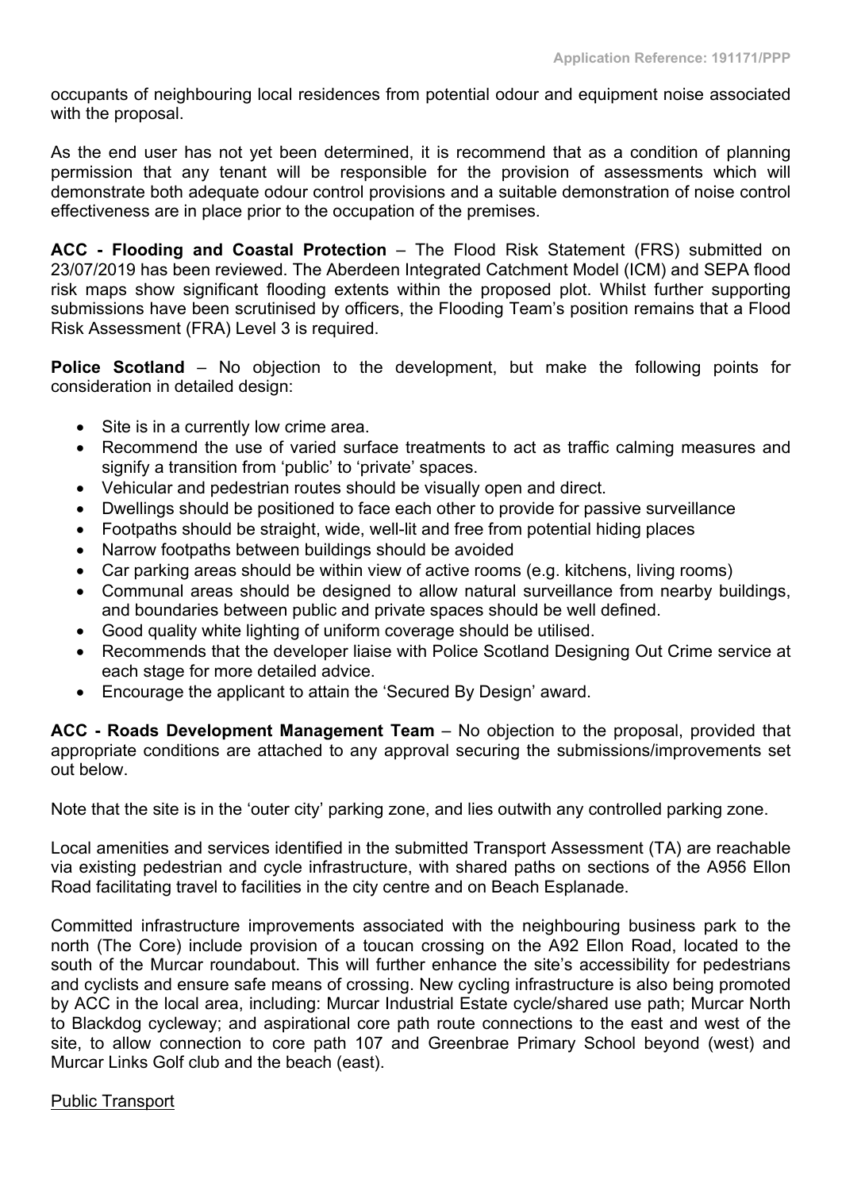occupants of neighbouring local residences from potential odour and equipment noise associated with the proposal.

As the end user has not yet been determined, it is recommend that as a condition of planning permission that any tenant will be responsible for the provision of assessments which will demonstrate both adequate odour control provisions and a suitable demonstration of noise control effectiveness are in place prior to the occupation of the premises.

**ACC - Flooding and Coastal Protection** – The Flood Risk Statement (FRS) submitted on 23/07/2019 has been reviewed. The Aberdeen Integrated Catchment Model (ICM) and SEPA flood risk maps show significant flooding extents within the proposed plot. Whilst further supporting submissions have been scrutinised by officers, the Flooding Team's position remains that a Flood Risk Assessment (FRA) Level 3 is required.

**Police Scotland** – No objection to the development, but make the following points for consideration in detailed design:

- Site is in a currently low crime area.
- Recommend the use of varied surface treatments to act as traffic calming measures and signify a transition from 'public' to 'private' spaces.
- Vehicular and pedestrian routes should be visually open and direct.
- Dwellings should be positioned to face each other to provide for passive surveillance
- Footpaths should be straight, wide, well-lit and free from potential hiding places
- Narrow footpaths between buildings should be avoided
- Car parking areas should be within view of active rooms (e.g. kitchens, living rooms)
- Communal areas should be designed to allow natural surveillance from nearby buildings, and boundaries between public and private spaces should be well defined.
- Good quality white lighting of uniform coverage should be utilised.
- Recommends that the developer liaise with Police Scotland Designing Out Crime service at each stage for more detailed advice.
- Encourage the applicant to attain the 'Secured By Design' award.

**ACC - Roads Development Management Team** – No objection to the proposal, provided that appropriate conditions are attached to any approval securing the submissions/improvements set out below.

Note that the site is in the 'outer city' parking zone, and lies outwith any controlled parking zone.

Local amenities and services identified in the submitted Transport Assessment (TA) are reachable via existing pedestrian and cycle infrastructure, with shared paths on sections of the A956 Ellon Road facilitating travel to facilities in the city centre and on Beach Esplanade.

Committed infrastructure improvements associated with the neighbouring business park to the north (The Core) include provision of a toucan crossing on the A92 Ellon Road, located to the south of the Murcar roundabout. This will further enhance the site's accessibility for pedestrians and cyclists and ensure safe means of crossing. New cycling infrastructure is also being promoted by ACC in the local area, including: Murcar Industrial Estate cycle/shared use path; Murcar North to Blackdog cycleway; and aspirational core path route connections to the east and west of the site, to allow connection to core path 107 and Greenbrae Primary School beyond (west) and Murcar Links Golf club and the beach (east).

Public Transport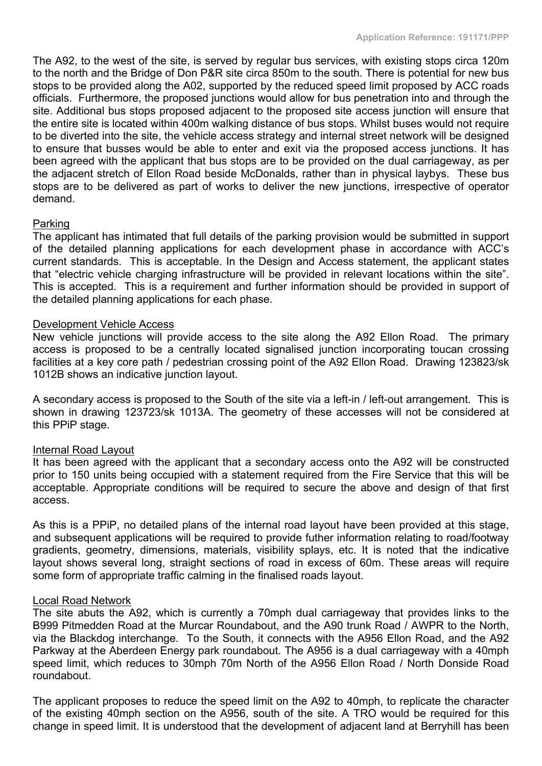The A92, to the west of the site, is served by regular bus services, with existing stops circa 120m to the north and the Bridge of Don P&R site circa 850m to the south. There is potential for new bus stops to be provided along the A02, supported by the reduced speed limit proposed by ACC roads officials. Furthermore, the proposed junctions would allow for bus penetration into and through the site. Additional bus stops proposed adjacent to the proposed site access junction will ensure that the entire site is located within 400m walking distance of bus stops. Whilst buses would not require to be diverted into the site, the vehicle access strategy and internal street network will be designed to ensure that busses would be able to enter and exit via the proposed access junctions. It has been agreed with the applicant that bus stops are to be provided on the dual carriageway, as per the adjacent stretch of Ellon Road beside McDonalds, rather than in physical laybys. These bus stops are to be delivered as part of works to deliver the new junctions, irrespective of operator demand.

Parking

The applicant has intimated that full details of the parking provision would be submitted in support of the detailed planning applications for each development phase in accordance with ACC's current standards. This is acceptable. In the Design and Access statement, the applicant states that "electric vehicle charging infrastructure will be provided in relevant locations within the site". This is accepted. This is a requirement and further information should be provided in support of the detailed planning applications for each phase.

Development Vehicle Access

New vehicle junctions will provide access to the site along the A92 Ellon Road. The primary access is proposed to be a centrally located signalised junction incorporating toucan crossing facilities at a key core path / pedestrian crossing point of the A92 Ellon Road. Drawing 123823/sk 1012B shows an indicative junction layout.

A secondary access is proposed to the South of the site via a left-in / left-out arrangement. This is shown in drawing 123723/sk 1013A. The geometry of these accesses will not be considered at this PPiP stage.

Internal Road Layout

It has been agreed with the applicant that a secondary access onto the A92 will be constructed prior to 150 units being occupied with a statement required from the Fire Service that this will be acceptable. Appropriate conditions will be required to secure the above and design of that first access.

As this is a PPiP, no detailed plans of the internal road layout have been provided at this stage, and subsequent applications will be required to provide futher information relating to road/footway gradients, geometry, dimensions, materials, visibility splays, etc. It is noted that the indicative layout shows several long, straight sections of road in excess of 60m. These areas will require some form of appropriate traffic calming in the finalised roads layout.

Local Road Network

The site abuts the A92, which is currently a 70mph dual carriageway that provides links to the B999 Pitmedden Road at the Murcar Roundabout, and the A90 trunk Road / AWPR to the North, via the Blackdog interchange. To the South, it connects with the A956 Ellon Road, and the A92 Parkway at the Aberdeen Energy park roundabout. The A956 is a dual carriageway with a 40mph speed limit, which reduces to 30mph 70m North of the A956 Ellon Road / North Donside Road roundabout.

The applicant proposes to reduce the speed limit on the A92 to 40mph, to replicate the character of the existing 40mph section on the A956, south of the site. A TRO would be required for this change in speed limit. It is understood that the development of adjacent land at Berryhill has been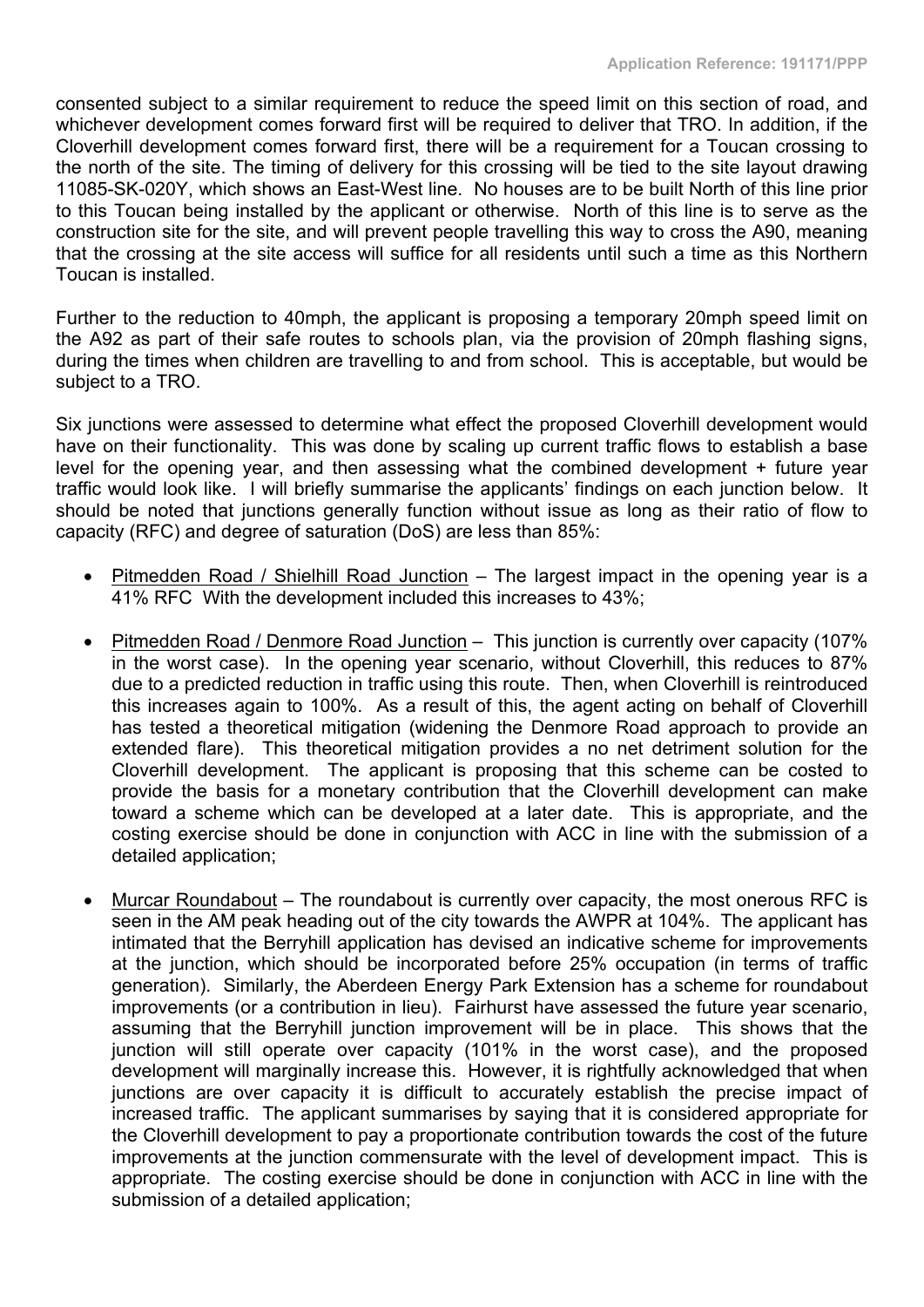consented subject to a similar requirement to reduce the speed limit on this section of road, and whichever development comes forward first will be required to deliver that TRO. In addition, if the Cloverhill development comes forward first, there will be a requirement for a Toucan crossing to the north of the site. The timing of delivery for this crossing will be tied to the site layout drawing 11085-SK-020Y, which shows an East-West line. No houses are to be built North of this line prior to this Toucan being installed by the applicant or otherwise. North of this line is to serve as the construction site for the site, and will prevent people travelling this way to cross the A90, meaning that the crossing at the site access will suffice for all residents until such a time as this Northern Toucan is installed.

Further to the reduction to 40mph, the applicant is proposing a temporary 20mph speed limit on the A92 as part of their safe routes to schools plan, via the provision of 20mph flashing signs, during the times when children are travelling to and from school. This is acceptable, but would be subject to a TRO.

Six junctions were assessed to determine what effect the proposed Cloverhill development would have on their functionality. This was done by scaling up current traffic flows to establish a base level for the opening year, and then assessing what the combined development + future year traffic would look like. I will briefly summarise the applicants' findings on each junction below. It should be noted that junctions generally function without issue as long as their ratio of flow to capacity (RFC) and degree of saturation (DoS) are less than 85%:

- <u>Pitmedden Road / Shielhill Road Junction</u> – The largest impact in the opening year is a 41% RFC With the development included this increases to 43%;

- <u>Pitmedden Road / Denmore Road Junction</u> – This junction is currently over capacity (107% in the worst case). In the opening year scenario, without Cloverhill, this reduces to 87% due to a predicted reduction in traffic using this route. Then, when Cloverhill is reintroduced this increases again to 100%. As a result of this, the agent acting on behalf of Cloverhill has tested a theoretical mitigation (widening the Denmore Road approach to provide an extended flare). This theoretical mitigation provides a no net detriment solution for the Cloverhill development. The applicant is proposing that this scheme can be costed to provide the basis for a monetary contribution that the Cloverhill development can make toward a scheme which can be developed at a later date. This is appropriate, and the costing exercise should be done in conjunction with ACC in line with the submission of a detailed application;

- <u>Murcar Roundabout</u> – The roundabout is currently over capacity, the most onerous RFC is seen in the AM peak heading out of the city towards the AWPR at 104%. The applicant has intimated that the Berryhill application has devised an indicative scheme for improvements at the junction, which should be incorporated before 25% occupation (in terms of traffic generation). Similarly, the Aberdeen Energy Park Extension has a scheme for roundabout improvements (or a contribution in lieu). Fairhurst have assessed the future year scenario, assuming that the Berryhill junction improvement will be in place. This shows that the junction will still operate over capacity (101% in the worst case), and the proposed development will marginally increase this. However, it is rightfully acknowledged that when junctions are over capacity it is difficult to accurately establish the precise impact of increased traffic. The applicant summarises by saying that it is considered appropriate for the Cloverhill development to pay a proportionate contribution towards the cost of the future improvements at the junction commensurate with the level of development impact. This is appropriate. The costing exercise should be done in conjunction with ACC in line with the submission of a detailed application;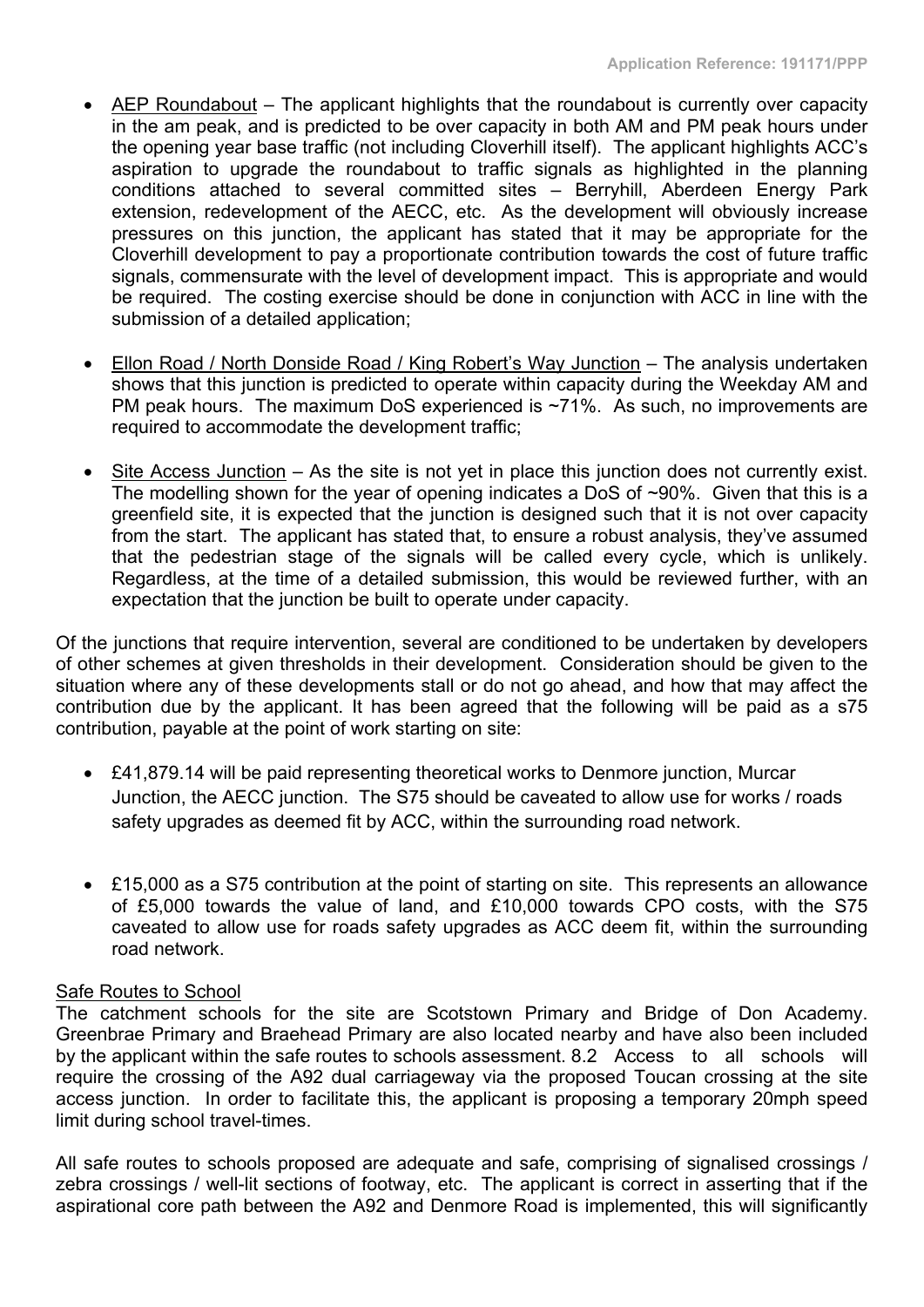- AEP Roundabout – The applicant highlights that the roundabout is currently over capacity in the am peak, and is predicted to be over capacity in both AM and PM peak hours under the opening year base traffic (not including Cloverhill itself). The applicant highlights ACC's aspiration to upgrade the roundabout to traffic signals as highlighted in the planning conditions attached to several committed sites – Berryhill, Aberdeen Energy Park extension, redevelopment of the AECC, etc. As the development will obviously increase pressures on this junction, the applicant has stated that it may be appropriate for the Cloverhill development to pay a proportionate contribution towards the cost of future traffic signals, commensurate with the level of development impact. This is appropriate and would be required. The costing exercise should be done in conjunction with ACC in line with the submission of a detailed application;

- Ellon Road / North Donside Road / King Robert's Way Junction – The analysis undertaken shows that this junction is predicted to operate within capacity during the Weekday AM and PM peak hours. The maximum DoS experienced is ~71%. As such, no improvements are required to accommodate the development traffic;

- Site Access Junction – As the site is not yet in place this junction does not currently exist. The modelling shown for the year of opening indicates a DoS of ~90%. Given that this is a greenfield site, it is expected that the junction is designed such that it is not over capacity from the start. The applicant has stated that, to ensure a robust analysis, they've assumed that the pedestrian stage of the signals will be called every cycle, which is unlikely. Regardless, at the time of a detailed submission, this would be reviewed further, with an expectation that the junction be built to operate under capacity.

Of the junctions that require intervention, several are conditioned to be undertaken by developers of other schemes at given thresholds in their development. Consideration should be given to the situation where any of these developments stall or do not go ahead, and how that may affect the contribution due by the applicant. It has been agreed that the following will be paid as a s75 contribution, payable at the point of work starting on site:

- £41,879.14 will be paid representing theoretical works to Denmore junction, Murcar Junction, the AECC junction. The S75 should be caveated to allow use for works / roads safety upgrades as deemed fit by ACC, within the surrounding road network.

- £15,000 as a S75 contribution at the point of starting on site. This represents an allowance of £5,000 towards the value of land, and £10,000 towards CPO costs, with the S75 caveated to allow use for roads safety upgrades as ACC deem fit, within the surrounding road network.

Safe Routes to School

The catchment schools for the site are Scotstown Primary and Bridge of Don Academy. Greenbrae Primary and Braehead Primary are also located nearby and have also been included by the applicant within the safe routes to schools assessment. 8.2 Access to all schools will require the crossing of the A92 dual carriageway via the proposed Toucan crossing at the site access junction. In order to facilitate this, the applicant is proposing a temporary 20mph speed limit during school travel-times.

All safe routes to schools proposed are adequate and safe, comprising of signalised crossings / zebra crossings / well-lit sections of footway, etc. The applicant is correct in asserting that if the aspirational core path between the A92 and Denmore Road is implemented, this will significantly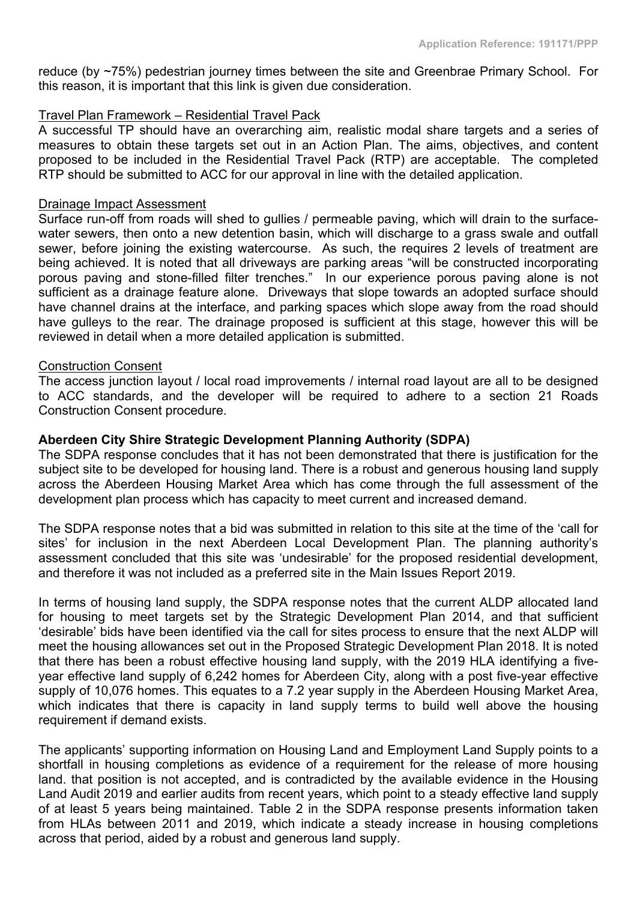reduce (by ~75%) pedestrian journey times between the site and Greenbrae Primary School. For this reason, it is important that this link is given due consideration.

Travel Plan Framework – Residential Travel Pack

A successful TP should have an overarching aim, realistic modal share targets and a series of measures to obtain these targets set out in an Action Plan. The aims, objectives, and content proposed to be included in the Residential Travel Pack (RTP) are acceptable. The completed RTP should be submitted to ACC for our approval in line with the detailed application.

Drainage Impact Assessment

Surface run-off from roads will shed to gullies / permeable paving, which will drain to the surface-water sewers, then onto a new detention basin, which will discharge to a grass swale and outfall sewer, before joining the existing watercourse. As such, the requires 2 levels of treatment are being achieved. It is noted that all driveways are parking areas "will be constructed incorporating porous paving and stone-filled filter trenches." In our experience porous paving alone is not sufficient as a drainage feature alone. Driveways that slope towards an adopted surface should have channel drains at the interface, and parking spaces which slope away from the road should have gulleys to the rear. The drainage proposed is sufficient at this stage, however this will be reviewed in detail when a more detailed application is submitted.

Construction Consent

The access junction layout / local road improvements / internal road layout are all to be designed to ACC standards, and the developer will be required to adhere to a section 21 Roads Construction Consent procedure.

**Aberdeen City Shire Strategic Development Planning Authority (SDPA)**

The SDPA response concludes that it has not been demonstrated that there is justification for the subject site to be developed for housing land. There is a robust and generous housing land supply across the Aberdeen Housing Market Area which has come through the full assessment of the development plan process which has capacity to meet current and increased demand.

The SDPA response notes that a bid was submitted in relation to this site at the time of the 'call for sites' for inclusion in the next Aberdeen Local Development Plan. The planning authority's assessment concluded that this site was 'undesirable' for the proposed residential development, and therefore it was not included as a preferred site in the Main Issues Report 2019.

In terms of housing land supply, the SDPA response notes that the current ALDP allocated land for housing to meet targets set by the Strategic Development Plan 2014, and that sufficient 'desirable' bids have been identified via the call for sites process to ensure that the next ALDP will meet the housing allowances set out in the Proposed Strategic Development Plan 2018. It is noted that there has been a robust effective housing land supply, with the 2019 HLA identifying a five-year effective land supply of 6,242 homes for Aberdeen City, along with a post five-year effective supply of 10,076 homes. This equates to a 7.2 year supply in the Aberdeen Housing Market Area, which indicates that there is capacity in land supply terms to build well above the housing requirement if demand exists.

The applicants' supporting information on Housing Land and Employment Land Supply points to a shortfall in housing completions as evidence of a requirement for the release of more housing land. that position is not accepted, and is contradicted by the available evidence in the Housing Land Audit 2019 and earlier audits from recent years, which point to a steady effective land supply of at least 5 years being maintained. Table 2 in the SDPA response presents information taken from HLAs between 2011 and 2019, which indicate a steady increase in housing completions across that period, aided by a robust and generous land supply.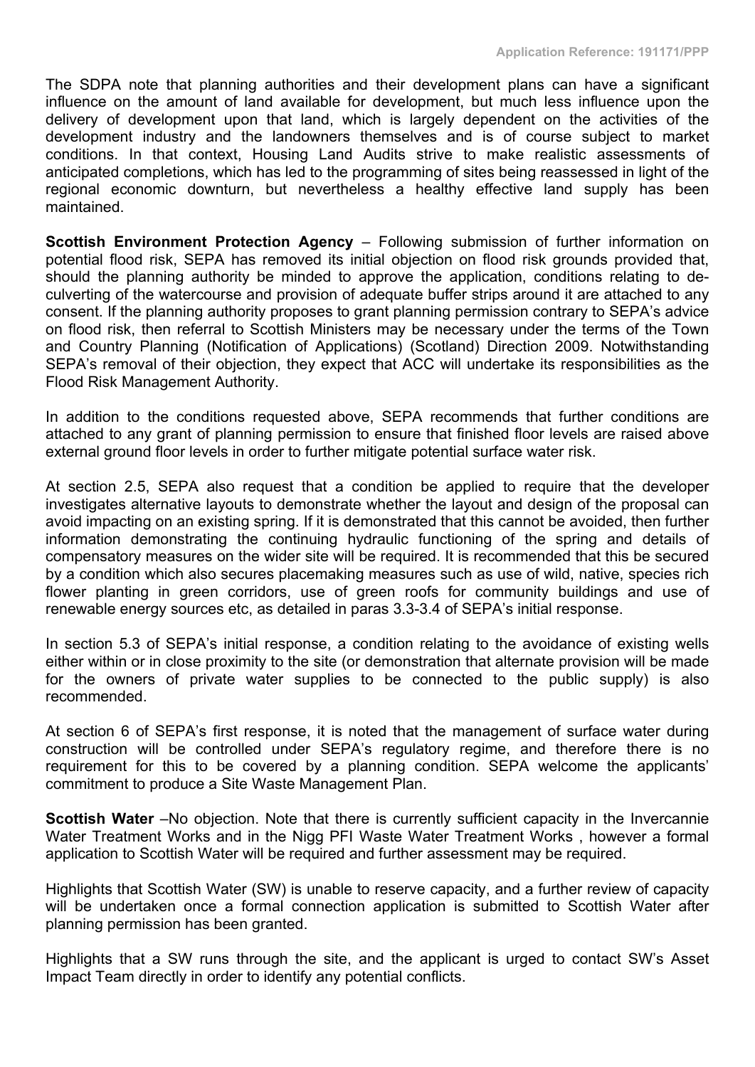The SDPA note that planning authorities and their development plans can have a significant influence on the amount of land available for development, but much less influence upon the delivery of development upon that land, which is largely dependent on the activities of the development industry and the landowners themselves and is of course subject to market conditions. In that context, Housing Land Audits strive to make realistic assessments of anticipated completions, which has led to the programming of sites being reassessed in light of the regional economic downturn, but nevertheless a healthy effective land supply has been maintained.

**Scottish Environment Protection Agency** – Following submission of further information on potential flood risk, SEPA has removed its initial objection on flood risk grounds provided that, should the planning authority be minded to approve the application, conditions relating to de-culverting of the watercourse and provision of adequate buffer strips around it are attached to any consent. If the planning authority proposes to grant planning permission contrary to SEPA's advice on flood risk, then referral to Scottish Ministers may be necessary under the terms of the Town and Country Planning (Notification of Applications) (Scotland) Direction 2009. Notwithstanding SEPA's removal of their objection, they expect that ACC will undertake its responsibilities as the Flood Risk Management Authority.

In addition to the conditions requested above, SEPA recommends that further conditions are attached to any grant of planning permission to ensure that finished floor levels are raised above external ground floor levels in order to further mitigate potential surface water risk.

At section 2.5, SEPA also request that a condition be applied to require that the developer investigates alternative layouts to demonstrate whether the layout and design of the proposal can avoid impacting on an existing spring. If it is demonstrated that this cannot be avoided, then further information demonstrating the continuing hydraulic functioning of the spring and details of compensatory measures on the wider site will be required. It is recommended that this be secured by a condition which also secures placemaking measures such as use of wild, native, species rich flower planting in green corridors, use of green roofs for community buildings and use of renewable energy sources etc, as detailed in paras 3.3-3.4 of SEPA's initial response.

In section 5.3 of SEPA's initial response, a condition relating to the avoidance of existing wells either within or in close proximity to the site (or demonstration that alternate provision will be made for the owners of private water supplies to be connected to the public supply) is also recommended.

At section 6 of SEPA's first response, it is noted that the management of surface water during construction will be controlled under SEPA's regulatory regime, and therefore there is no requirement for this to be covered by a planning condition. SEPA welcome the applicants' commitment to produce a Site Waste Management Plan.

**Scottish Water** –No objection. Note that there is currently sufficient capacity in the Invercannie Water Treatment Works and in the Nigg PFI Waste Water Treatment Works , however a formal application to Scottish Water will be required and further assessment may be required.

Highlights that Scottish Water (SW) is unable to reserve capacity, and a further review of capacity will be undertaken once a formal connection application is submitted to Scottish Water after planning permission has been granted.

Highlights that a SW runs through the site, and the applicant is urged to contact SW's Asset Impact Team directly in order to identify any potential conflicts.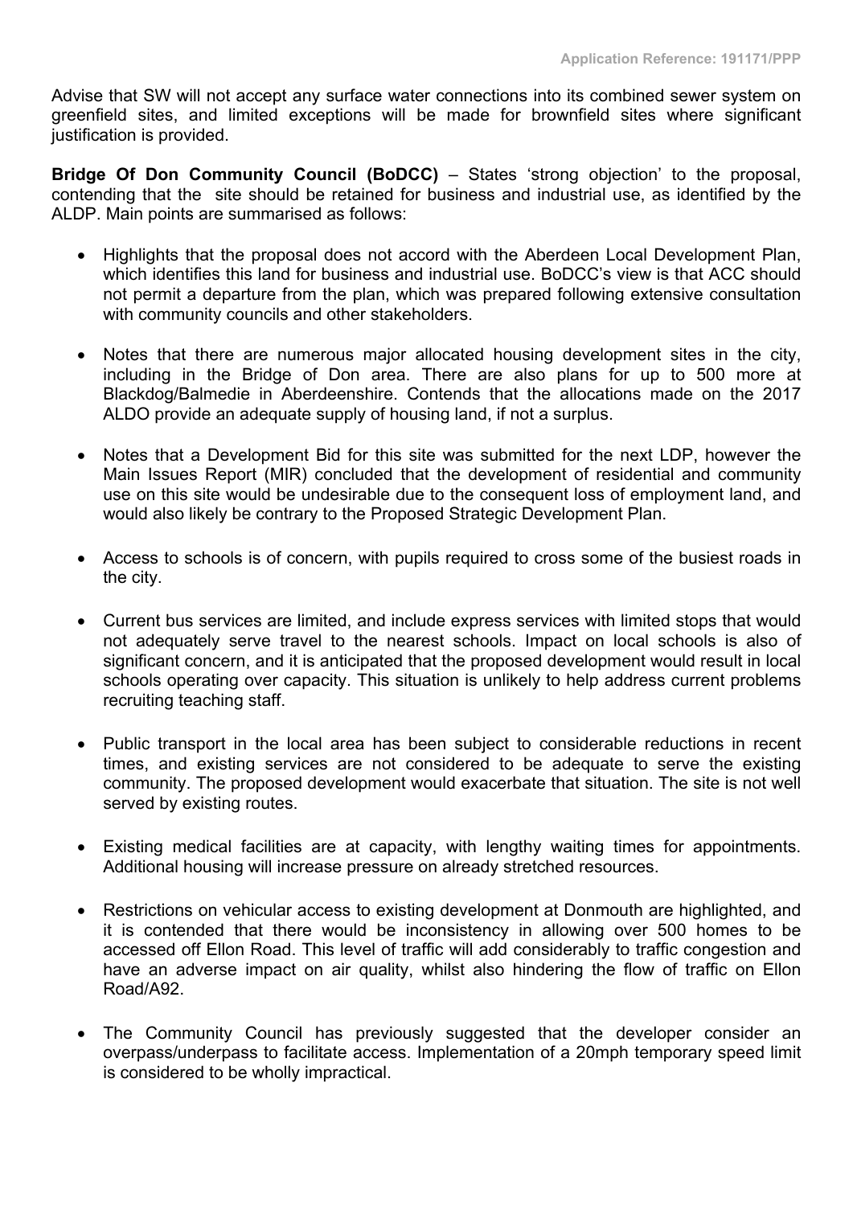Advise that SW will not accept any surface water connections into its combined sewer system on greenfield sites, and limited exceptions will be made for brownfield sites where significant justification is provided.

**Bridge Of Don Community Council (BoDCC)** – States 'strong objection' to the proposal, contending that the site should be retained for business and industrial use, as identified by the ALDP. Main points are summarised as follows:

- Highlights that the proposal does not accord with the Aberdeen Local Development Plan, which identifies this land for business and industrial use. BoDCC's view is that ACC should not permit a departure from the plan, which was prepared following extensive consultation with community councils and other stakeholders.

- Notes that there are numerous major allocated housing development sites in the city, including in the Bridge of Don area. There are also plans for up to 500 more at Blackdog/Balmedie in Aberdeenshire. Contends that the allocations made on the 2017 ALDO provide an adequate supply of housing land, if not a surplus.

- Notes that a Development Bid for this site was submitted for the next LDP, however the Main Issues Report (MIR) concluded that the development of residential and community use on this site would be undesirable due to the consequent loss of employment land, and would also likely be contrary to the Proposed Strategic Development Plan.

- Access to schools is of concern, with pupils required to cross some of the busiest roads in the city.

- Current bus services are limited, and include express services with limited stops that would not adequately serve travel to the nearest schools. Impact on local schools is also of significant concern, and it is anticipated that the proposed development would result in local schools operating over capacity. This situation is unlikely to help address current problems recruiting teaching staff.

- Public transport in the local area has been subject to considerable reductions in recent times, and existing services are not considered to be adequate to serve the existing community. The proposed development would exacerbate that situation. The site is not well served by existing routes.

- Existing medical facilities are at capacity, with lengthy waiting times for appointments. Additional housing will increase pressure on already stretched resources.

- Restrictions on vehicular access to existing development at Donmouth are highlighted, and it is contended that there would be inconsistency in allowing over 500 homes to be accessed off Ellon Road. This level of traffic will add considerably to traffic congestion and have an adverse impact on air quality, whilst also hindering the flow of traffic on Ellon Road/A92.

- The Community Council has previously suggested that the developer consider an overpass/underpass to facilitate access. Implementation of a 20mph temporary speed limit is considered to be wholly impractical.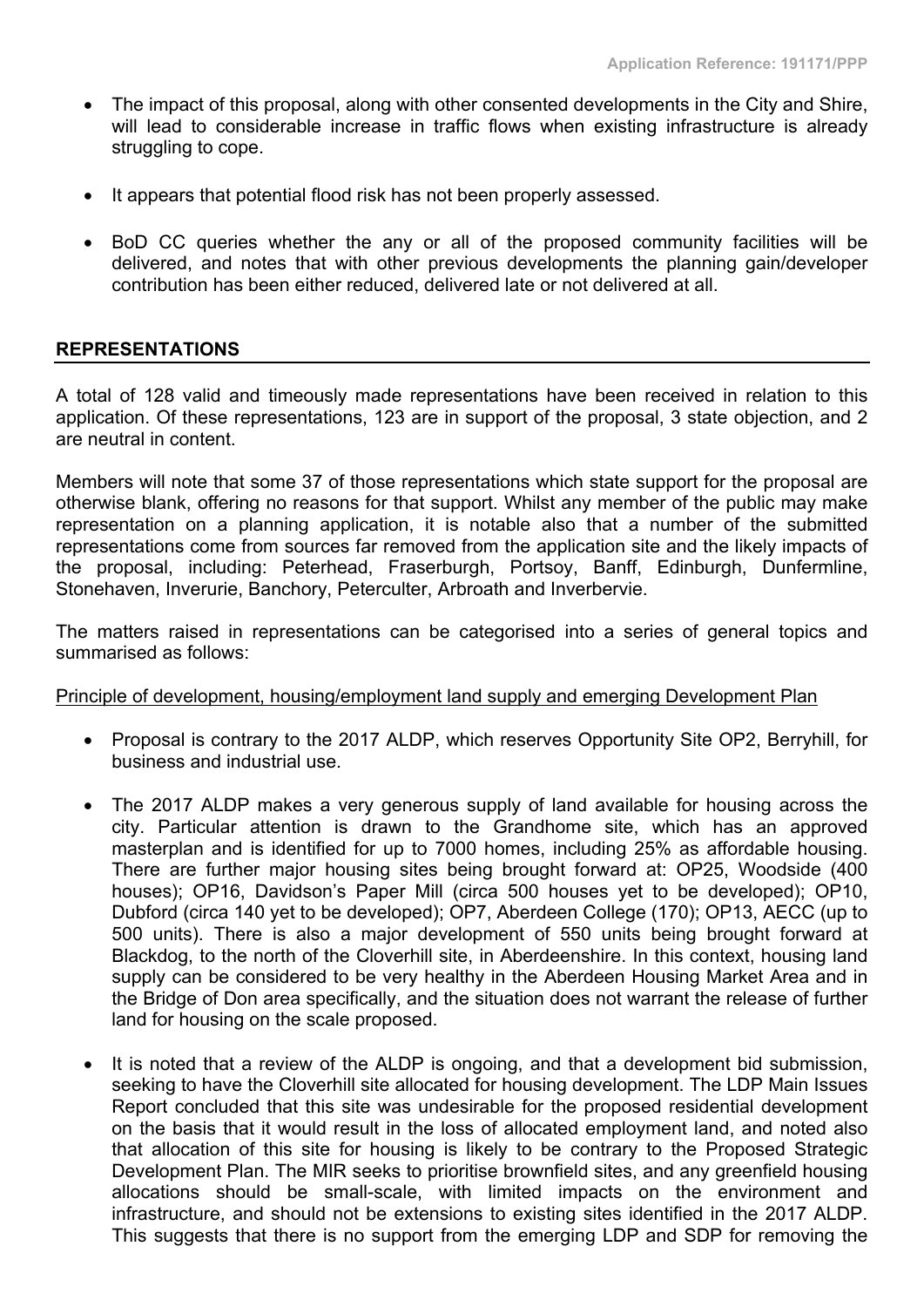- The impact of this proposal, along with other consented developments in the City and Shire, will lead to considerable increase in traffic flows when existing infrastructure is already struggling to cope.

- It appears that potential flood risk has not been properly assessed.

- BoD CC queries whether the any or all of the proposed community facilities will be delivered, and notes that with other previous developments the planning gain/developer contribution has been either reduced, delivered late or not delivered at all.

## REPRESENTATIONS

A total of 128 valid and timeously made representations have been received in relation to this application. Of these representations, 123 are in support of the proposal, 3 state objection, and 2 are neutral in content.

Members will note that some 37 of those representations which state support for the proposal are otherwise blank, offering no reasons for that support. Whilst any member of the public may make representation on a planning application, it is notable also that a number of the submitted representations come from sources far removed from the application site and the likely impacts of the proposal, including: Peterhead, Fraserburgh, Portsoy, Banff, Edinburgh, Dunfermline, Stonehaven, Inverurie, Banchory, Peterculter, Arbroath and Inverbervie.

The matters raised in representations can be categorised into a series of general topics and summarised as follows:

<u>Principle of development, housing/employment land supply and emerging Development Plan</u>

- Proposal is contrary to the 2017 ALDP, which reserves Opportunity Site OP2, Berryhill, for business and industrial use.

- The 2017 ALDP makes a very generous supply of land available for housing across the city. Particular attention is drawn to the Grandhome site, which has an approved masterplan and is identified for up to 7000 homes, including 25% as affordable housing. There are further major housing sites being brought forward at: OP25, Woodside (400 houses); OP16, Davidson's Paper Mill (circa 500 houses yet to be developed); OP10, Dubford (circa 140 yet to be developed); OP7, Aberdeen College (170); OP13, AECC (up to 500 units). There is also a major development of 550 units being brought forward at Blackdog, to the north of the Cloverhill site, in Aberdeenshire. In this context, housing land supply can be considered to be very healthy in the Aberdeen Housing Market Area and in the Bridge of Don area specifically, and the situation does not warrant the release of further land for housing on the scale proposed.

- It is noted that a review of the ALDP is ongoing, and that a development bid submission, seeking to have the Cloverhill site allocated for housing development. The LDP Main Issues Report concluded that this site was undesirable for the proposed residential development on the basis that it would result in the loss of allocated employment land, and noted also that allocation of this site for housing is likely to be contrary to the Proposed Strategic Development Plan. The MIR seeks to prioritise brownfield sites, and any greenfield housing allocations should be small-scale, with limited impacts on the environment and infrastructure, and should not be extensions to existing sites identified in the 2017 ALDP. This suggests that there is no support from the emerging LDP and SDP for removing the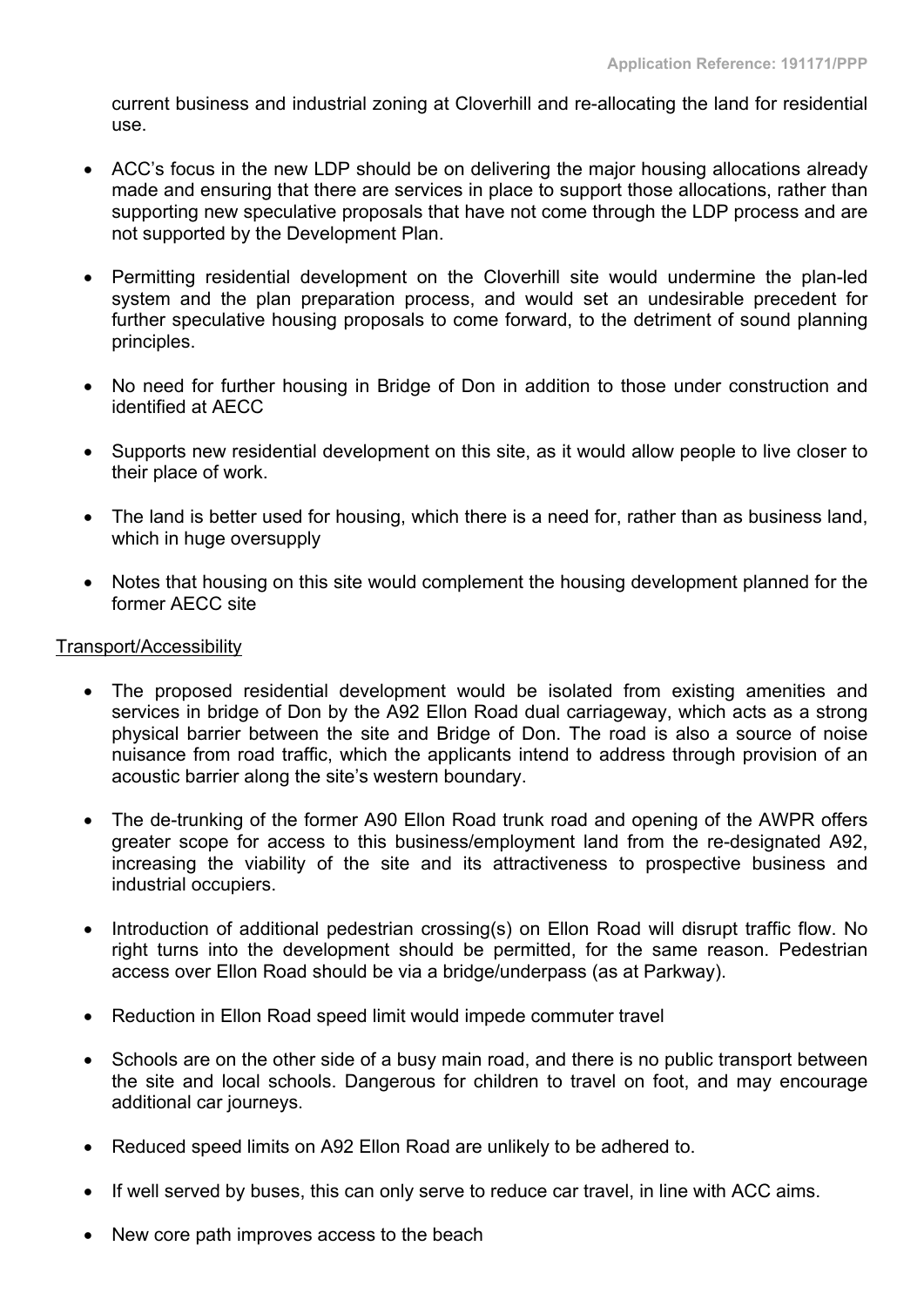current business and industrial zoning at Cloverhill and re-allocating the land for residential use.

- ACC's focus in the new LDP should be on delivering the major housing allocations already made and ensuring that there are services in place to support those allocations, rather than supporting new speculative proposals that have not come through the LDP process and are not supported by the Development Plan.

- Permitting residential development on the Cloverhill site would undermine the plan-led system and the plan preparation process, and would set an undesirable precedent for further speculative housing proposals to come forward, to the detriment of sound planning principles.

- No need for further housing in Bridge of Don in addition to those under construction and identified at AECC

- Supports new residential development on this site, as it would allow people to live closer to their place of work.

- The land is better used for housing, which there is a need for, rather than as business land, which in huge oversupply

- Notes that housing on this site would complement the housing development planned for the former AECC site

<u>Transport/Accessibility</u>

- The proposed residential development would be isolated from existing amenities and services in bridge of Don by the A92 Ellon Road dual carriageway, which acts as a strong physical barrier between the site and Bridge of Don. The road is also a source of noise nuisance from road traffic, which the applicants intend to address through provision of an acoustic barrier along the site's western boundary.

- The de-trunking of the former A90 Ellon Road trunk road and opening of the AWPR offers greater scope for access to this business/employment land from the re-designated A92, increasing the viability of the site and its attractiveness to prospective business and industrial occupiers.

- Introduction of additional pedestrian crossing(s) on Ellon Road will disrupt traffic flow. No right turns into the development should be permitted, for the same reason. Pedestrian access over Ellon Road should be via a bridge/underpass (as at Parkway).

- Reduction in Ellon Road speed limit would impede commuter travel

- Schools are on the other side of a busy main road, and there is no public transport between the site and local schools. Dangerous for children to travel on foot, and may encourage additional car journeys.

- Reduced speed limits on A92 Ellon Road are unlikely to be adhered to.

- If well served by buses, this can only serve to reduce car travel, in line with ACC aims.

- New core path improves access to the beach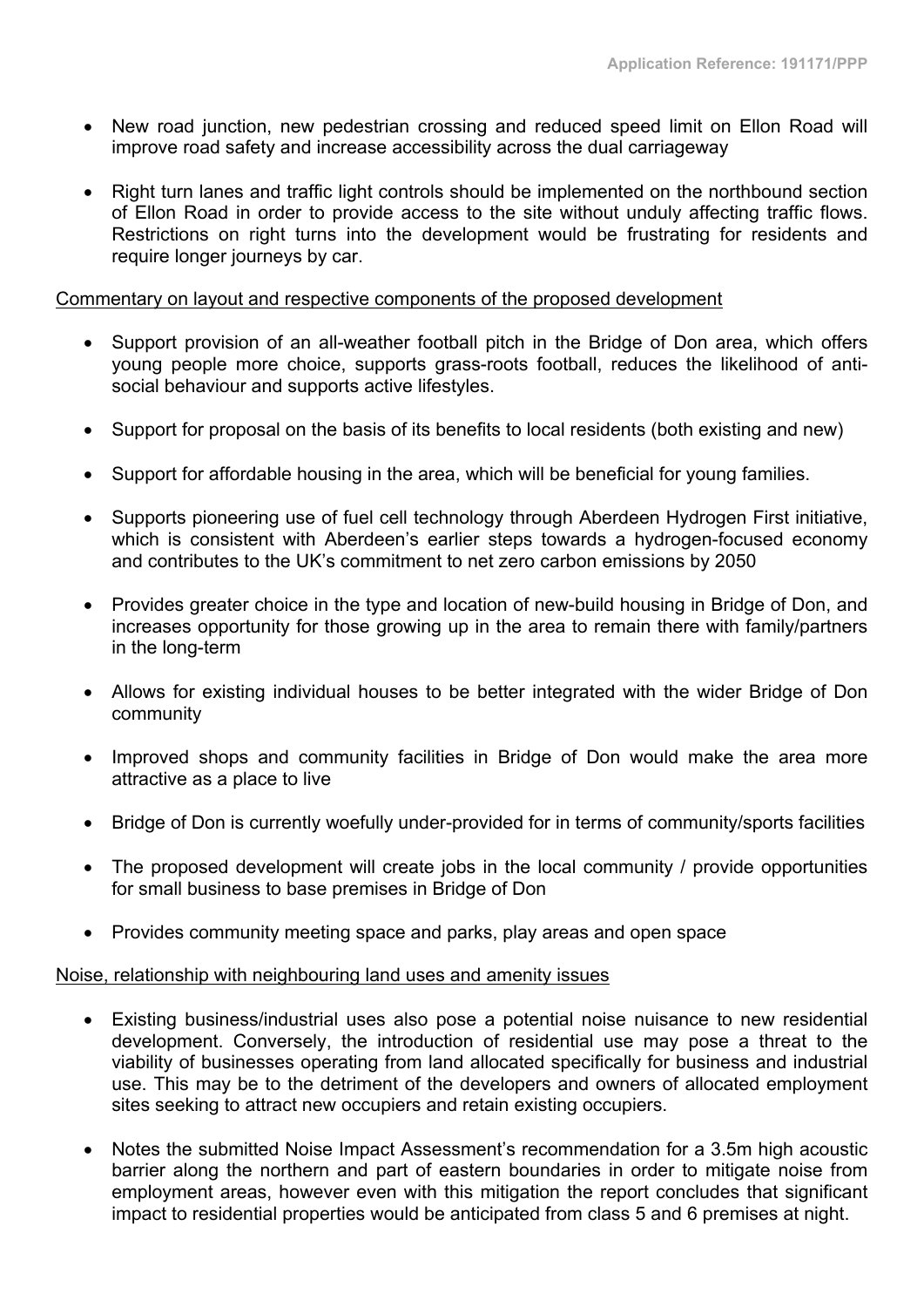- New road junction, new pedestrian crossing and reduced speed limit on Ellon Road will improve road safety and increase accessibility across the dual carriageway

- Right turn lanes and traffic light controls should be implemented on the northbound section of Ellon Road in order to provide access to the site without unduly affecting traffic flows. Restrictions on right turns into the development would be frustrating for residents and require longer journeys by car.

Commentary on layout and respective components of the proposed development

- Support provision of an all-weather football pitch in the Bridge of Don area, which offers young people more choice, supports grass-roots football, reduces the likelihood of anti-social behaviour and supports active lifestyles.

- Support for proposal on the basis of its benefits to local residents (both existing and new)

- Support for affordable housing in the area, which will be beneficial for young families.

- Supports pioneering use of fuel cell technology through Aberdeen Hydrogen First initiative, which is consistent with Aberdeen's earlier steps towards a hydrogen-focused economy and contributes to the UK's commitment to net zero carbon emissions by 2050

- Provides greater choice in the type and location of new-build housing in Bridge of Don, and increases opportunity for those growing up in the area to remain there with family/partners in the long-term

- Allows for existing individual houses to be better integrated with the wider Bridge of Don community

- Improved shops and community facilities in Bridge of Don would make the area more attractive as a place to live

- Bridge of Don is currently woefully under-provided for in terms of community/sports facilities

- The proposed development will create jobs in the local community / provide opportunities for small business to base premises in Bridge of Don

- Provides community meeting space and parks, play areas and open space

Noise, relationship with neighbouring land uses and amenity issues

- Existing business/industrial uses also pose a potential noise nuisance to new residential development. Conversely, the introduction of residential use may pose a threat to the viability of businesses operating from land allocated specifically for business and industrial use. This may be to the detriment of the developers and owners of allocated employment sites seeking to attract new occupiers and retain existing occupiers.

- Notes the submitted Noise Impact Assessment's recommendation for a 3.5m high acoustic barrier along the northern and part of eastern boundaries in order to mitigate noise from employment areas, however even with this mitigation the report concludes that significant impact to residential properties would be anticipated from class 5 and 6 premises at night.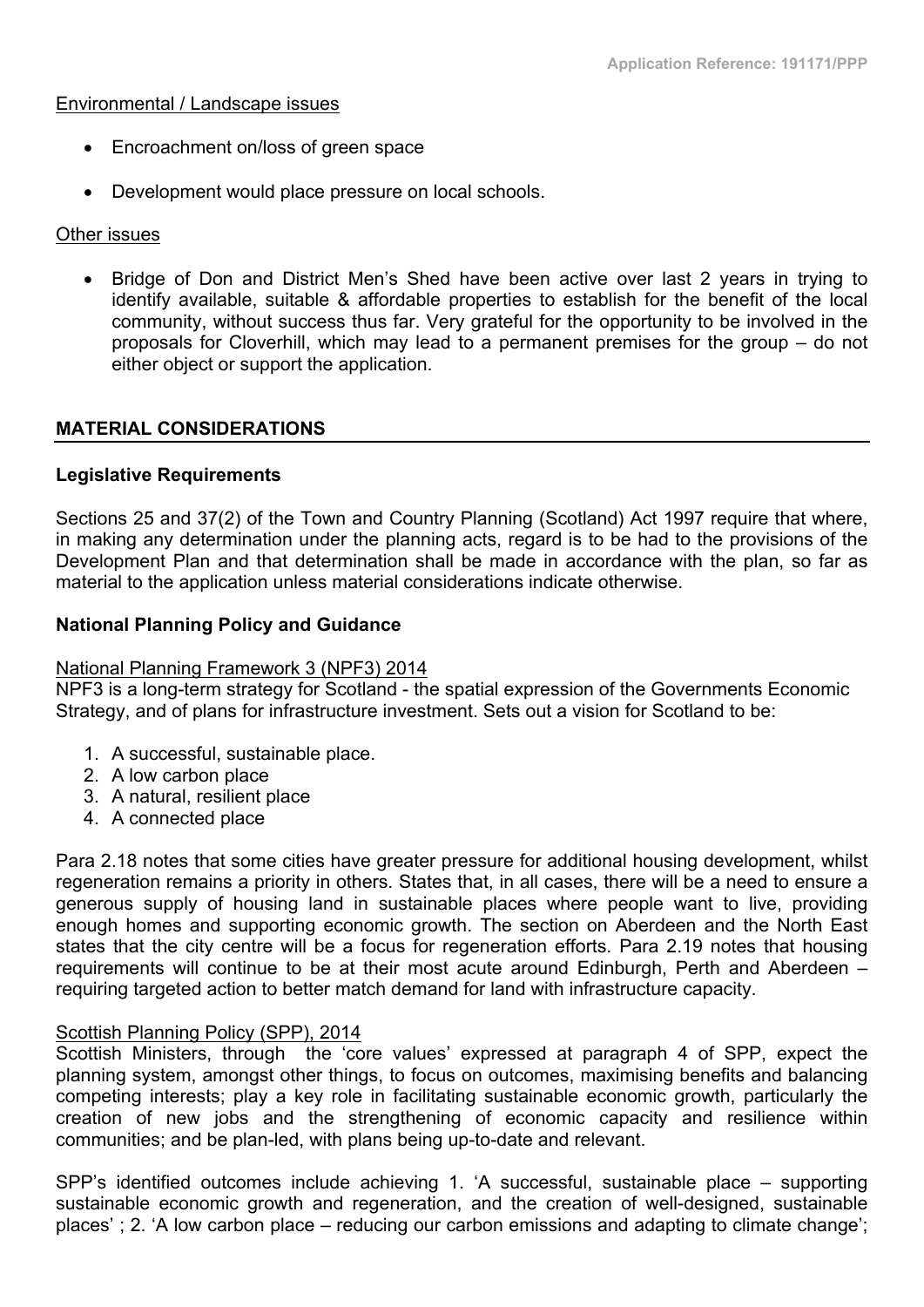Environmental / Landscape issues

- Encroachment on/loss of green space
- Development would place pressure on local schools.

Other issues

- Bridge of Don and District Men's Shed have been active over last 2 years in trying to identify available, suitable & affordable properties to establish for the benefit of the local community, without success thus far. Very grateful for the opportunity to be involved in the proposals for Cloverhill, which may lead to a permanent premises for the group – do not either object or support the application.

## MATERIAL CONSIDERATIONS

### Legislative Requirements

Sections 25 and 37(2) of the Town and Country Planning (Scotland) Act 1997 require that where, in making any determination under the planning acts, regard is to be had to the provisions of the Development Plan and that determination shall be made in accordance with the plan, so far as material to the application unless material considerations indicate otherwise.

### National Planning Policy and Guidance

National Planning Framework 3 (NPF3) 2014

NPF3 is a long-term strategy for Scotland - the spatial expression of the Governments Economic Strategy, and of plans for infrastructure investment. Sets out a vision for Scotland to be:

1. A successful, sustainable place.
2. A low carbon place
3. A natural, resilient place
4. A connected place

Para 2.18 notes that some cities have greater pressure for additional housing development, whilst regeneration remains a priority in others. States that, in all cases, there will be a need to ensure a generous supply of housing land in sustainable places where people want to live, providing enough homes and supporting economic growth. The section on Aberdeen and the North East states that the city centre will be a focus for regeneration efforts. Para 2.19 notes that housing requirements will continue to be at their most acute around Edinburgh, Perth and Aberdeen – requiring targeted action to better match demand for land with infrastructure capacity.

Scottish Planning Policy (SPP), 2014

Scottish Ministers, through the 'core values' expressed at paragraph 4 of SPP, expect the planning system, amongst other things, to focus on outcomes, maximising benefits and balancing competing interests; play a key role in facilitating sustainable economic growth, particularly the creation of new jobs and the strengthening of economic capacity and resilience within communities; and be plan-led, with plans being up-to-date and relevant.

SPP's identified outcomes include achieving 1. 'A successful, sustainable place – supporting sustainable economic growth and regeneration, and the creation of well-designed, sustainable places' ; 2. 'A low carbon place – reducing our carbon emissions and adapting to climate change';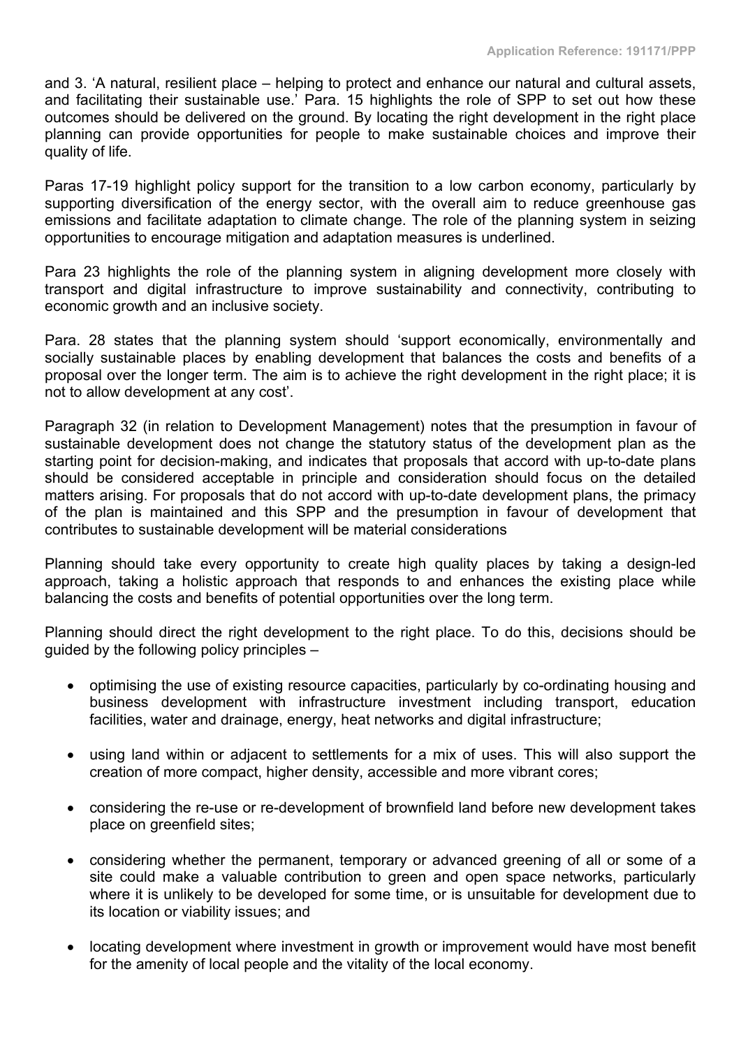and 3. 'A natural, resilient place – helping to protect and enhance our natural and cultural assets, and facilitating their sustainable use.' Para. 15 highlights the role of SPP to set out how these outcomes should be delivered on the ground. By locating the right development in the right place planning can provide opportunities for people to make sustainable choices and improve their quality of life.

Paras 17-19 highlight policy support for the transition to a low carbon economy, particularly by supporting diversification of the energy sector, with the overall aim to reduce greenhouse gas emissions and facilitate adaptation to climate change. The role of the planning system in seizing opportunities to encourage mitigation and adaptation measures is underlined.

Para 23 highlights the role of the planning system in aligning development more closely with transport and digital infrastructure to improve sustainability and connectivity, contributing to economic growth and an inclusive society.

Para. 28 states that the planning system should 'support economically, environmentally and socially sustainable places by enabling development that balances the costs and benefits of a proposal over the longer term. The aim is to achieve the right development in the right place; it is not to allow development at any cost'.

Paragraph 32 (in relation to Development Management) notes that the presumption in favour of sustainable development does not change the statutory status of the development plan as the starting point for decision-making, and indicates that proposals that accord with up-to-date plans should be considered acceptable in principle and consideration should focus on the detailed matters arising. For proposals that do not accord with up-to-date development plans, the primacy of the plan is maintained and this SPP and the presumption in favour of development that contributes to sustainable development will be material considerations

Planning should take every opportunity to create high quality places by taking a design-led approach, taking a holistic approach that responds to and enhances the existing place while balancing the costs and benefits of potential opportunities over the long term.

Planning should direct the right development to the right place. To do this, decisions should be guided by the following policy principles –

- optimising the use of existing resource capacities, particularly by co-ordinating housing and business development with infrastructure investment including transport, education facilities, water and drainage, energy, heat networks and digital infrastructure;

- using land within or adjacent to settlements for a mix of uses. This will also support the creation of more compact, higher density, accessible and more vibrant cores;

- considering the re-use or re-development of brownfield land before new development takes place on greenfield sites;

- considering whether the permanent, temporary or advanced greening of all or some of a site could make a valuable contribution to green and open space networks, particularly where it is unlikely to be developed for some time, or is unsuitable for development due to its location or viability issues; and

- locating development where investment in growth or improvement would have most benefit for the amenity of local people and the vitality of the local economy.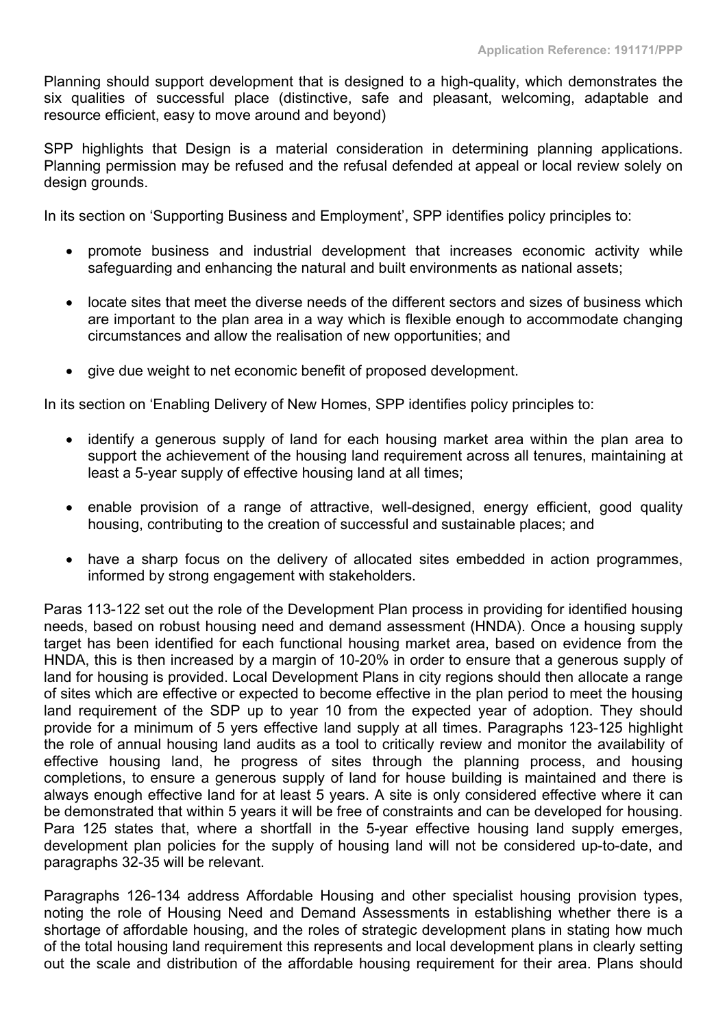Planning should support development that is designed to a high-quality, which demonstrates the six qualities of successful place (distinctive, safe and pleasant, welcoming, adaptable and resource efficient, easy to move around and beyond)

SPP highlights that Design is a material consideration in determining planning applications. Planning permission may be refused and the refusal defended at appeal or local review solely on design grounds.

In its section on 'Supporting Business and Employment', SPP identifies policy principles to:

- promote business and industrial development that increases economic activity while safeguarding and enhancing the natural and built environments as national assets;
- locate sites that meet the diverse needs of the different sectors and sizes of business which are important to the plan area in a way which is flexible enough to accommodate changing circumstances and allow the realisation of new opportunities; and
- give due weight to net economic benefit of proposed development.

In its section on 'Enabling Delivery of New Homes, SPP identifies policy principles to:

- identify a generous supply of land for each housing market area within the plan area to support the achievement of the housing land requirement across all tenures, maintaining at least a 5-year supply of effective housing land at all times;
- enable provision of a range of attractive, well-designed, energy efficient, good quality housing, contributing to the creation of successful and sustainable places; and
- have a sharp focus on the delivery of allocated sites embedded in action programmes, informed by strong engagement with stakeholders.

Paras 113-122 set out the role of the Development Plan process in providing for identified housing needs, based on robust housing need and demand assessment (HNDA). Once a housing supply target has been identified for each functional housing market area, based on evidence from the HNDA, this is then increased by a margin of 10-20% in order to ensure that a generous supply of land for housing is provided. Local Development Plans in city regions should then allocate a range of sites which are effective or expected to become effective in the plan period to meet the housing land requirement of the SDP up to year 10 from the expected year of adoption. They should provide for a minimum of 5 yers effective land supply at all times. Paragraphs 123-125 highlight the role of annual housing land audits as a tool to critically review and monitor the availability of effective housing land, he progress of sites through the planning process, and housing completions, to ensure a generous supply of land for house building is maintained and there is always enough effective land for at least 5 years. A site is only considered effective where it can be demonstrated that within 5 years it will be free of constraints and can be developed for housing. Para 125 states that, where a shortfall in the 5-year effective housing land supply emerges, development plan policies for the supply of housing land will not be considered up-to-date, and paragraphs 32-35 will be relevant.

Paragraphs 126-134 address Affordable Housing and other specialist housing provision types, noting the role of Housing Need and Demand Assessments in establishing whether there is a shortage of affordable housing, and the roles of strategic development plans in stating how much of the total housing land requirement this represents and local development plans in clearly setting out the scale and distribution of the affordable housing requirement for their area. Plans should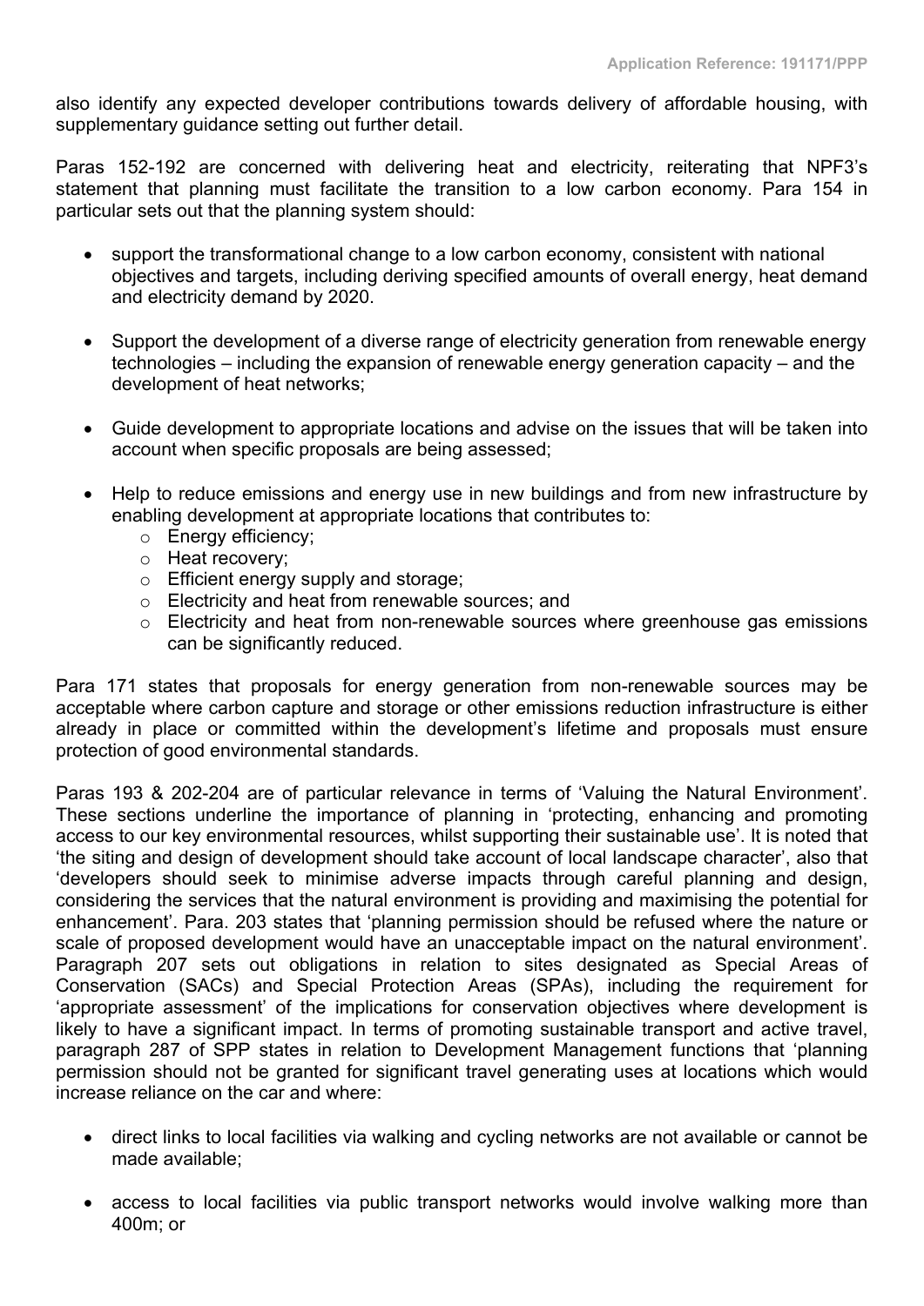also identify any expected developer contributions towards delivery of affordable housing, with supplementary guidance setting out further detail.

Paras 152-192 are concerned with delivering heat and electricity, reiterating that NPF3's statement that planning must facilitate the transition to a low carbon economy. Para 154 in particular sets out that the planning system should:

- support the transformational change to a low carbon economy, consistent with national objectives and targets, including deriving specified amounts of overall energy, heat demand and electricity demand by 2020.

- Support the development of a diverse range of electricity generation from renewable energy technologies – including the expansion of renewable energy generation capacity – and the development of heat networks;

- Guide development to appropriate locations and advise on the issues that will be taken into account when specific proposals are being assessed;

- Help to reduce emissions and energy use in new buildings and from new infrastructure by enabling development at appropriate locations that contributes to:
  - Energy efficiency;
  - Heat recovery;
  - Efficient energy supply and storage;
  - Electricity and heat from renewable sources; and
  - Electricity and heat from non-renewable sources where greenhouse gas emissions can be significantly reduced.

Para 171 states that proposals for energy generation from non-renewable sources may be acceptable where carbon capture and storage or other emissions reduction infrastructure is either already in place or committed within the development's lifetime and proposals must ensure protection of good environmental standards.

Paras 193 & 202-204 are of particular relevance in terms of 'Valuing the Natural Environment'. These sections underline the importance of planning in 'protecting, enhancing and promoting access to our key environmental resources, whilst supporting their sustainable use'. It is noted that 'the siting and design of development should take account of local landscape character', also that 'developers should seek to minimise adverse impacts through careful planning and design, considering the services that the natural environment is providing and maximising the potential for enhancement'. Para. 203 states that 'planning permission should be refused where the nature or scale of proposed development would have an unacceptable impact on the natural environment'. Paragraph 207 sets out obligations in relation to sites designated as Special Areas of Conservation (SACs) and Special Protection Areas (SPAs), including the requirement for 'appropriate assessment' of the implications for conservation objectives where development is likely to have a significant impact. In terms of promoting sustainable transport and active travel, paragraph 287 of SPP states in relation to Development Management functions that 'planning permission should not be granted for significant travel generating uses at locations which would increase reliance on the car and where:

- direct links to local facilities via walking and cycling networks are not available or cannot be made available;

- access to local facilities via public transport networks would involve walking more than 400m; or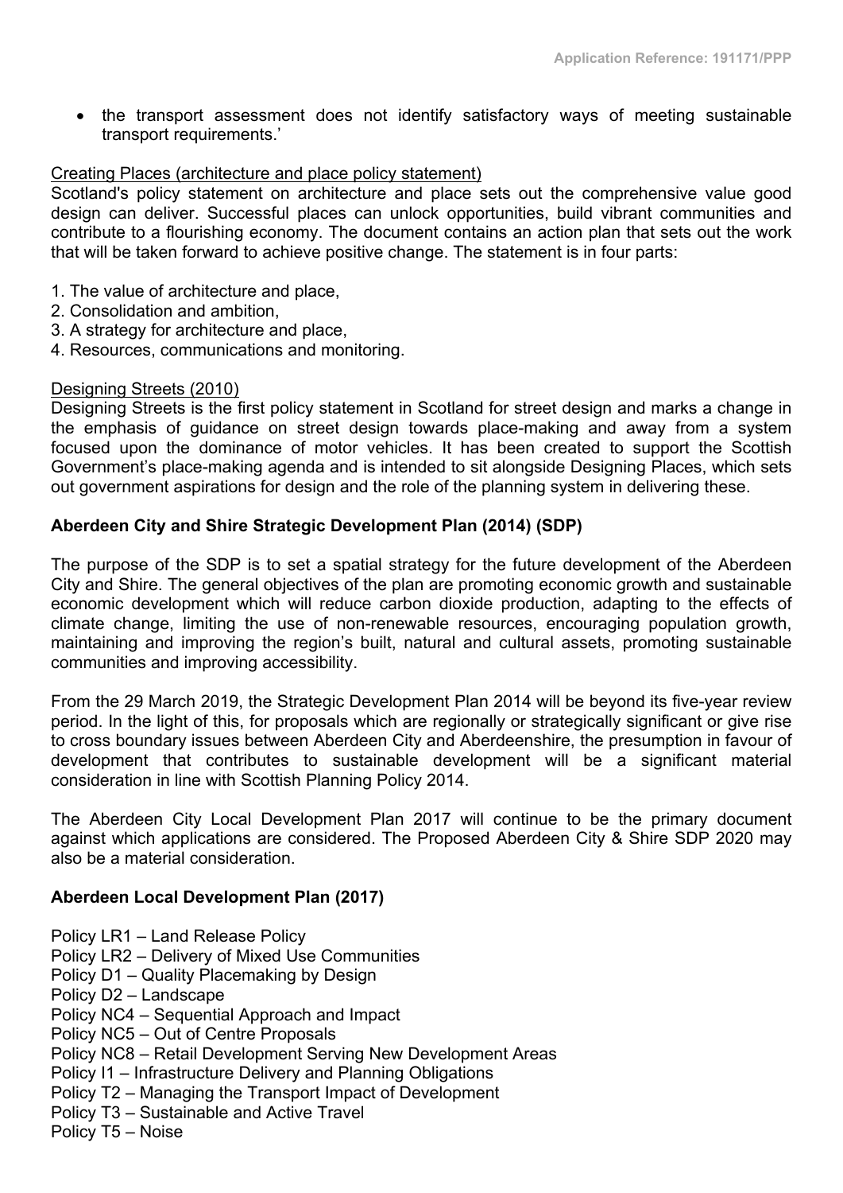- the transport assessment does not identify satisfactory ways of meeting sustainable transport requirements.'

Creating Places (architecture and place policy statement)
Scotland's policy statement on architecture and place sets out the comprehensive value good design can deliver. Successful places can unlock opportunities, build vibrant communities and contribute to a flourishing economy. The document contains an action plan that sets out the work that will be taken forward to achieve positive change. The statement is in four parts:

1. The value of architecture and place,
2. Consolidation and ambition,
3. A strategy for architecture and place,
4. Resources, communications and monitoring.

Designing Streets (2010)
Designing Streets is the first policy statement in Scotland for street design and marks a change in the emphasis of guidance on street design towards place-making and away from a system focused upon the dominance of motor vehicles. It has been created to support the Scottish Government's place-making agenda and is intended to sit alongside Designing Places, which sets out government aspirations for design and the role of the planning system in delivering these.

**Aberdeen City and Shire Strategic Development Plan (2014) (SDP)**

The purpose of the SDP is to set a spatial strategy for the future development of the Aberdeen City and Shire. The general objectives of the plan are promoting economic growth and sustainable economic development which will reduce carbon dioxide production, adapting to the effects of climate change, limiting the use of non-renewable resources, encouraging population growth, maintaining and improving the region's built, natural and cultural assets, promoting sustainable communities and improving accessibility.

From the 29 March 2019, the Strategic Development Plan 2014 will be beyond its five-year review period. In the light of this, for proposals which are regionally or strategically significant or give rise to cross boundary issues between Aberdeen City and Aberdeenshire, the presumption in favour of development that contributes to sustainable development will be a significant material consideration in line with Scottish Planning Policy 2014.

The Aberdeen City Local Development Plan 2017 will continue to be the primary document against which applications are considered. The Proposed Aberdeen City & Shire SDP 2020 may also be a material consideration.

**Aberdeen Local Development Plan (2017)**

Policy LR1 – Land Release Policy
Policy LR2 – Delivery of Mixed Use Communities
Policy D1 – Quality Placemaking by Design
Policy D2 – Landscape
Policy NC4 – Sequential Approach and Impact
Policy NC5 – Out of Centre Proposals
Policy NC8 – Retail Development Serving New Development Areas
Policy I1 – Infrastructure Delivery and Planning Obligations
Policy T2 – Managing the Transport Impact of Development
Policy T3 – Sustainable and Active Travel
Policy T5 – Noise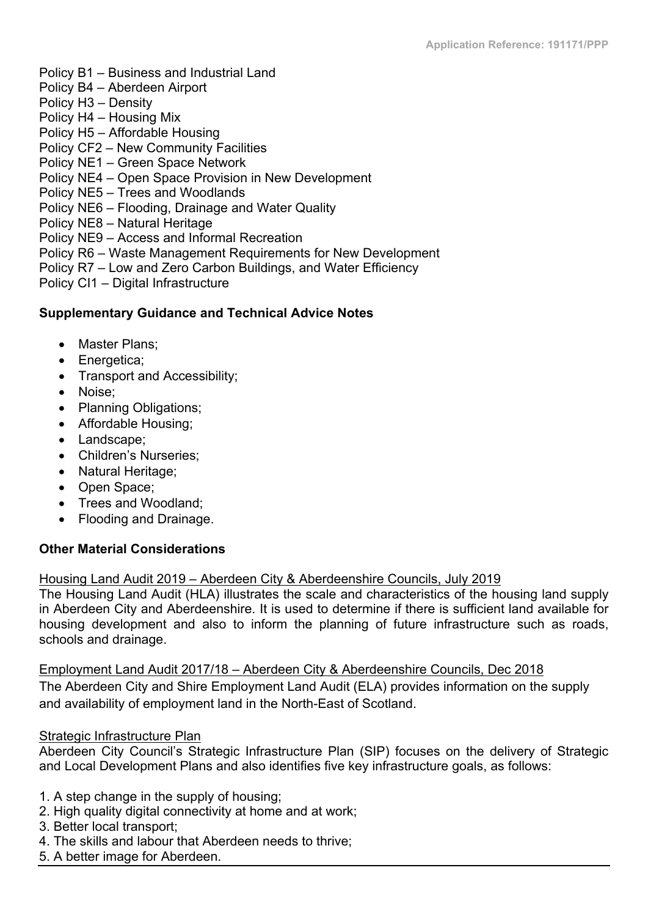Policy B1 – Business and Industrial Land
Policy B4 – Aberdeen Airport
Policy H3 – Density
Policy H4 – Housing Mix
Policy H5 – Affordable Housing
Policy CF2 – New Community Facilities
Policy NE1 – Green Space Network
Policy NE4 – Open Space Provision in New Development
Policy NE5 – Trees and Woodlands
Policy NE6 – Flooding, Drainage and Water Quality
Policy NE8 – Natural Heritage
Policy NE9 – Access and Informal Recreation
Policy R6 – Waste Management Requirements for New Development
Policy R7 – Low and Zero Carbon Buildings, and Water Efficiency
Policy CI1 – Digital Infrastructure

**Supplementary Guidance and Technical Advice Notes**

- Master Plans;
- Energetica;
- Transport and Accessibility;
- Noise;
- Planning Obligations;
- Affordable Housing;
- Landscape;
- Children's Nurseries;
- Natural Heritage;
- Open Space;
- Trees and Woodland;
- Flooding and Drainage.

**Other Material Considerations**

Housing Land Audit 2019 – Aberdeen City & Aberdeenshire Councils, July 2019

The Housing Land Audit (HLA) illustrates the scale and characteristics of the housing land supply in Aberdeen City and Aberdeenshire. It is used to determine if there is sufficient land available for housing development and also to inform the planning of future infrastructure such as roads, schools and drainage.

Employment Land Audit 2017/18 – Aberdeen City & Aberdeenshire Councils, Dec 2018

The Aberdeen City and Shire Employment Land Audit (ELA) provides information on the supply and availability of employment land in the North-East of Scotland.

Strategic Infrastructure Plan

Aberdeen City Council's Strategic Infrastructure Plan (SIP) focuses on the delivery of Strategic and Local Development Plans and also identifies five key infrastructure goals, as follows:

1. A step change in the supply of housing;
2. High quality digital connectivity at home and at work;
3. Better local transport;
4. The skills and labour that Aberdeen needs to thrive;
5. A better image for Aberdeen.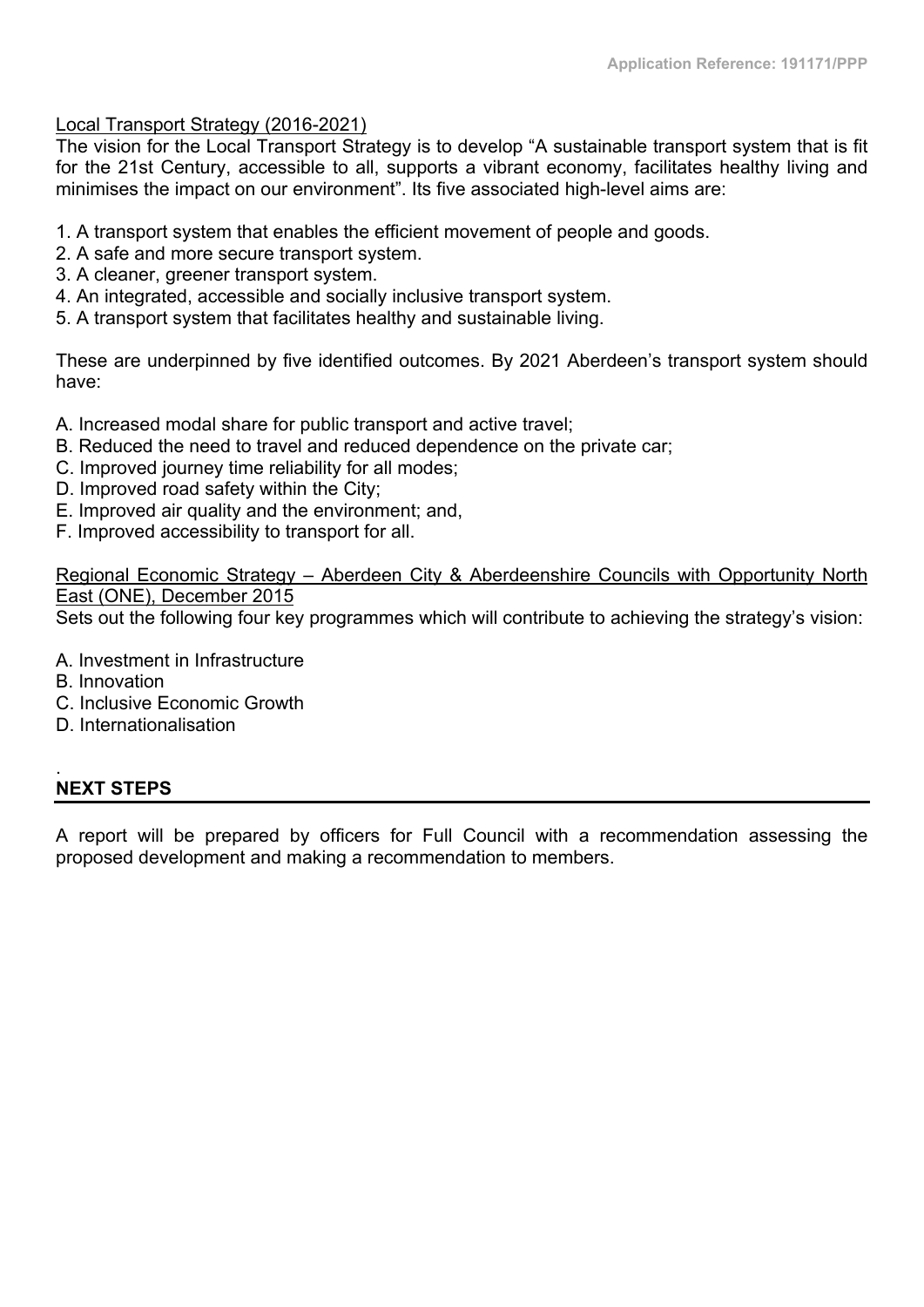Local Transport Strategy (2016-2021)

The vision for the Local Transport Strategy is to develop "A sustainable transport system that is fit for the 21st Century, accessible to all, supports a vibrant economy, facilitates healthy living and minimises the impact on our environment". Its five associated high-level aims are:

1. A transport system that enables the efficient movement of people and goods.
2. A safe and more secure transport system.
3. A cleaner, greener transport system.
4. An integrated, accessible and socially inclusive transport system.
5. A transport system that facilitates healthy and sustainable living.

These are underpinned by five identified outcomes. By 2021 Aberdeen's transport system should have:

A. Increased modal share for public transport and active travel;
B. Reduced the need to travel and reduced dependence on the private car;
C. Improved journey time reliability for all modes;
D. Improved road safety within the City;
E. Improved air quality and the environment; and,
F. Improved accessibility to transport for all.

Regional Economic Strategy – Aberdeen City & Aberdeenshire Councils with Opportunity North East (ONE), December 2015

Sets out the following four key programmes which will contribute to achieving the strategy's vision:

A. Investment in Infrastructure
B. Innovation
C. Inclusive Economic Growth
D. Internationalisation

.

## NEXT STEPS

A report will be prepared by officers for Full Council with a recommendation assessing the proposed development and making a recommendation to members.